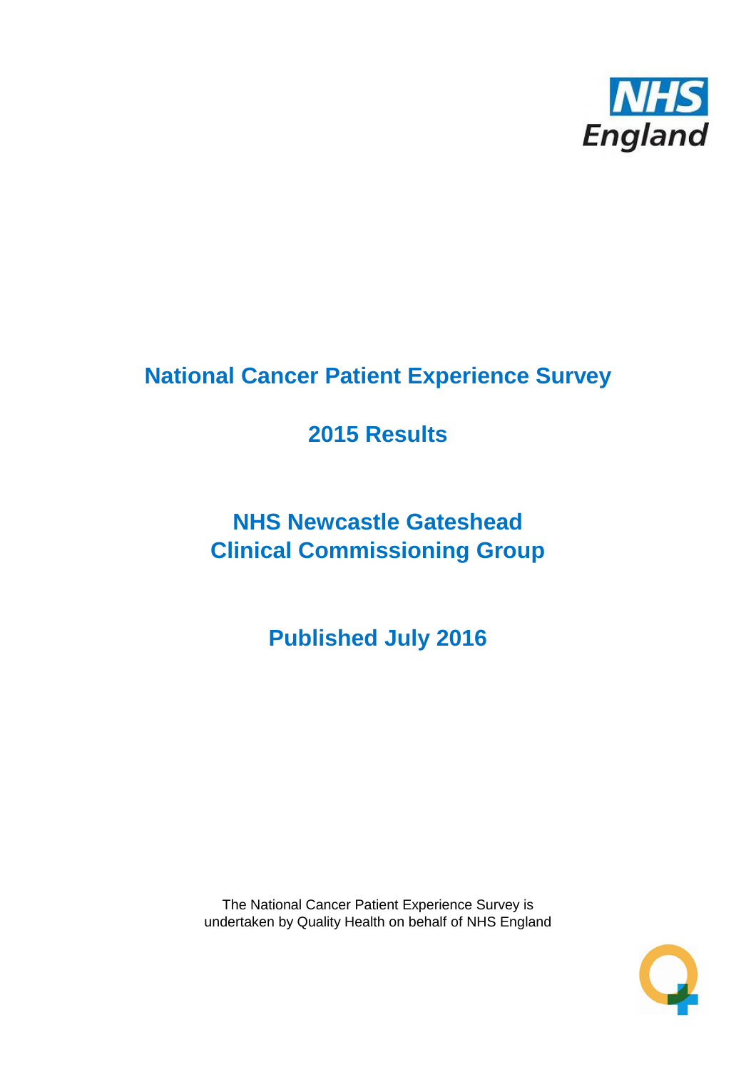NHS England

# National Cancer Patient Experience Survey

## 2015 Results

## NHS Newcastle Gateshead Clinical Commissioning Group

## Published July 2016

The National Cancer Patient Experience Survey is undertaken by Quality Health on behalf of NHS England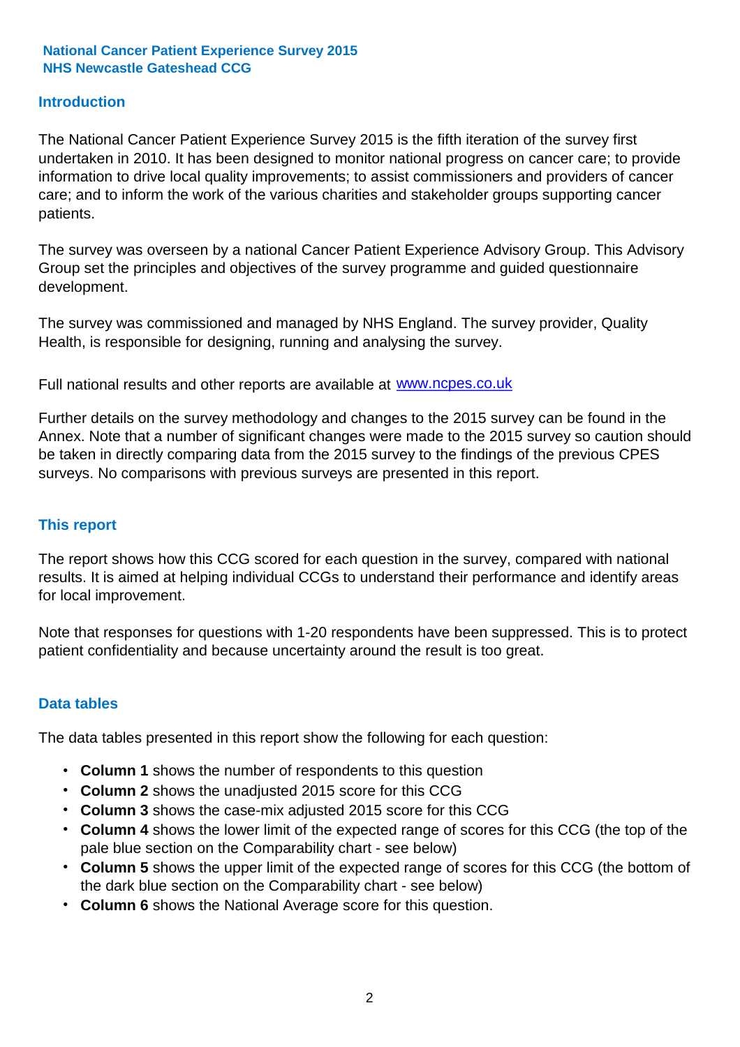**National Cancer Patient Experience Survey 2015**
**NHS Newcastle Gateshead CCG**

## Introduction

The National Cancer Patient Experience Survey 2015 is the fifth iteration of the survey first undertaken in 2010. It has been designed to monitor national progress on cancer care; to provide information to drive local quality improvements; to assist commissioners and providers of cancer care; and to inform the work of the various charities and stakeholder groups supporting cancer patients.

The survey was overseen by a national Cancer Patient Experience Advisory Group. This Advisory Group set the principles and objectives of the survey programme and guided questionnaire development.

The survey was commissioned and managed by NHS England. The survey provider, Quality Health, is responsible for designing, running and analysing the survey.

Full national results and other reports are available at www.ncpes.co.uk

Further details on the survey methodology and changes to the 2015 survey can be found in the Annex. Note that a number of significant changes were made to the 2015 survey so caution should be taken in directly comparing data from the 2015 survey to the findings of the previous CPES surveys. No comparisons with previous surveys are presented in this report.

## This report

The report shows how this CCG scored for each question in the survey, compared with national results. It is aimed at helping individual CCGs to understand their performance and identify areas for local improvement.

Note that responses for questions with 1-20 respondents have been suppressed. This is to protect patient confidentiality and because uncertainty around the result is too great.

## Data tables

The data tables presented in this report show the following for each question:

- **Column 1** shows the number of respondents to this question
- **Column 2** shows the unadjusted 2015 score for this CCG
- **Column 3** shows the case-mix adjusted 2015 score for this CCG
- **Column 4** shows the lower limit of the expected range of scores for this CCG (the top of the pale blue section on the Comparability chart - see below)
- **Column 5** shows the upper limit of the expected range of scores for this CCG (the bottom of the dark blue section on the Comparability chart - see below)
- **Column 6** shows the National Average score for this question.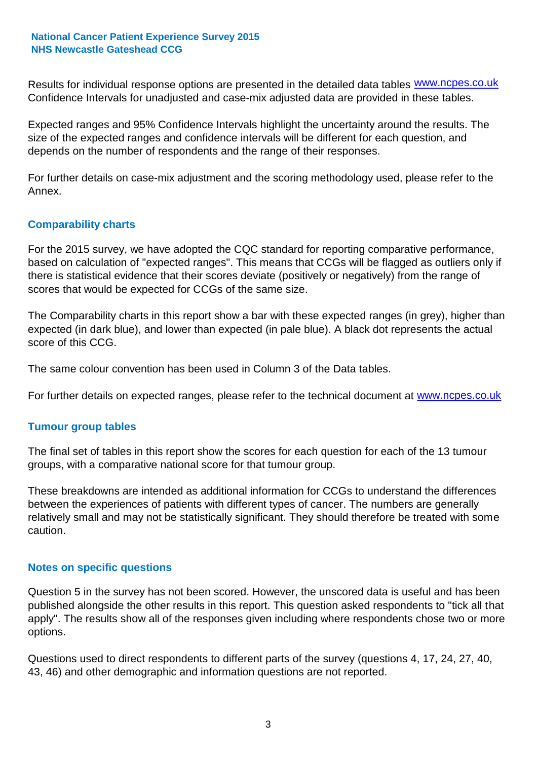Results for individual response options are presented in the detailed data tables www.ncpes.co.uk Confidence Intervals for unadjusted and case-mix adjusted data are provided in these tables.

Expected ranges and 95% Confidence Intervals highlight the uncertainty around the results. The size of the expected ranges and confidence intervals will be different for each question, and depends on the number of respondents and the range of their responses.

For further details on case-mix adjustment and the scoring methodology used, please refer to the Annex.

## Comparability charts

For the 2015 survey, we have adopted the CQC standard for reporting comparative performance, based on calculation of "expected ranges". This means that CCGs will be flagged as outliers only if there is statistical evidence that their scores deviate (positively or negatively) from the range of scores that would be expected for CCGs of the same size.

The Comparability charts in this report show a bar with these expected ranges (in grey), higher than expected (in dark blue), and lower than expected (in pale blue). A black dot represents the actual score of this CCG.

The same colour convention has been used in Column 3 of the Data tables.

For further details on expected ranges, please refer to the technical document at www.ncpes.co.uk

## Tumour group tables

The final set of tables in this report show the scores for each question for each of the 13 tumour groups, with a comparative national score for that tumour group.

These breakdowns are intended as additional information for CCGs to understand the differences between the experiences of patients with different types of cancer. The numbers are generally relatively small and may not be statistically significant. They should therefore be treated with some caution.

## Notes on specific questions

Question 5 in the survey has not been scored. However, the unscored data is useful and has been published alongside the other results in this report. This question asked respondents to "tick all that apply". The results show all of the responses given including where respondents chose two or more options.

Questions used to direct respondents to different parts of the survey (questions 4, 17, 24, 27, 40, 43, 46) and other demographic and information questions are not reported.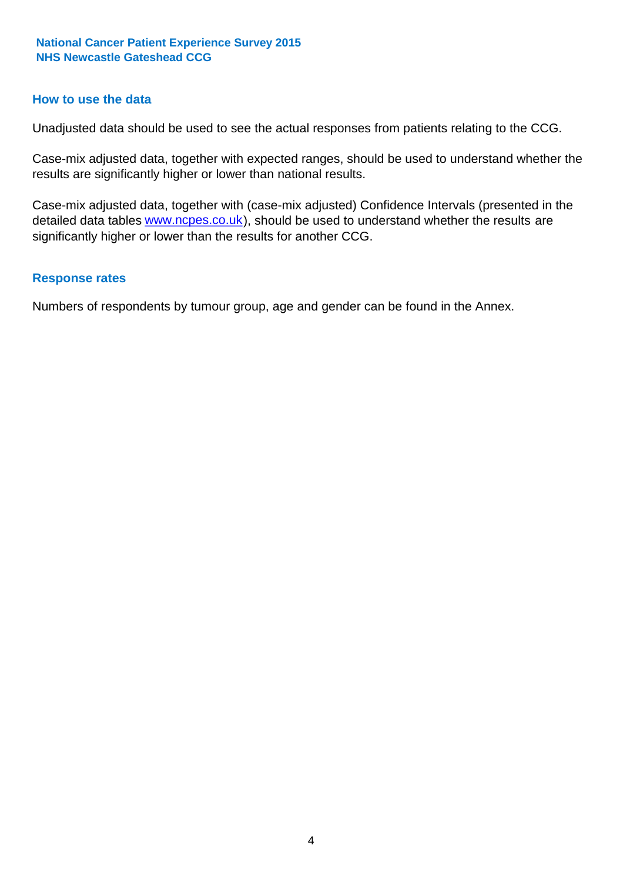## How to use the data

Unadjusted data should be used to see the actual responses from patients relating to the CCG.

Case-mix adjusted data, together with expected ranges, should be used to understand whether the results are significantly higher or lower than national results.

Case-mix adjusted data, together with (case-mix adjusted) Confidence Intervals (presented in the detailed data tables www.ncpes.co.uk), should be used to understand whether the results are significantly higher or lower than the results for another CCG.

## Response rates

Numbers of respondents by tumour group, age and gender can be found in the Annex.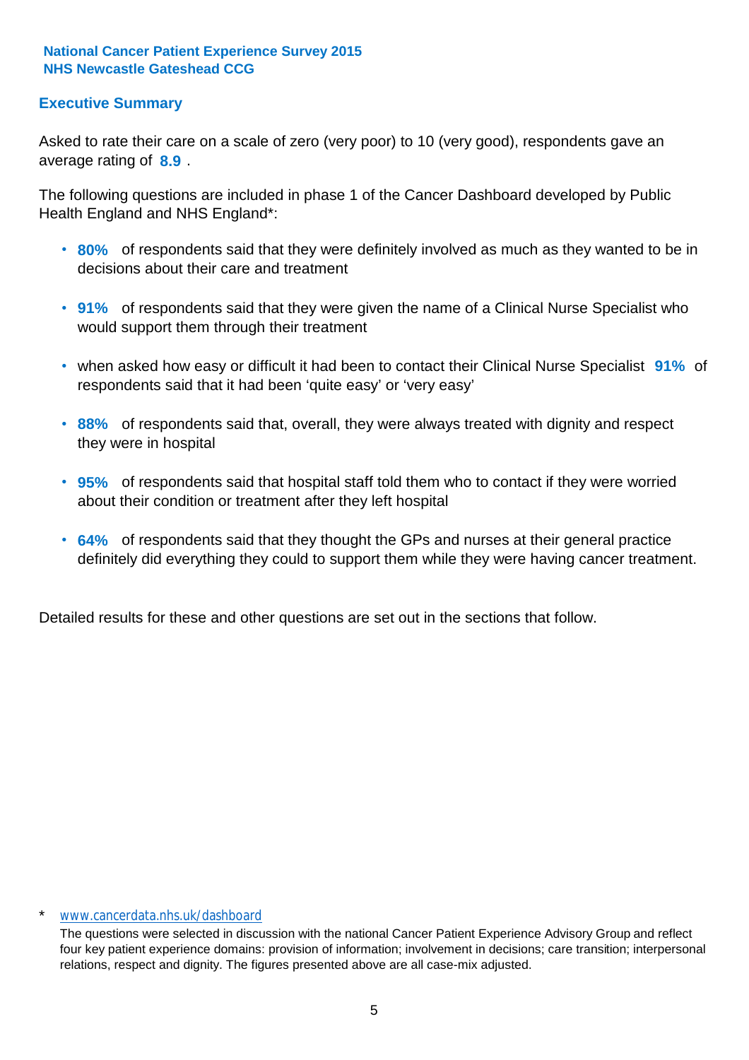**National Cancer Patient Experience Survey 2015**
**NHS Newcastle Gateshead CCG**

## Executive Summary

Asked to rate their care on a scale of zero (very poor) to 10 (very good), respondents gave an average rating of **8.9** .

The following questions are included in phase 1 of the Cancer Dashboard developed by Public Health England and NHS England*:

- **80%** of respondents said that they were definitely involved as much as they wanted to be in decisions about their care and treatment
- **91%** of respondents said that they were given the name of a Clinical Nurse Specialist who would support them through their treatment
- when asked how easy or difficult it had been to contact their Clinical Nurse Specialist **91%** of respondents said that it had been 'quite easy' or 'very easy'
- **88%** of respondents said that, overall, they were always treated with dignity and respect they were in hospital
- **95%** of respondents said that hospital staff told them who to contact if they were worried about their condition or treatment after they left hospital
- **64%** of respondents said that they thought the GPs and nurses at their general practice definitely did everything they could to support them while they were having cancer treatment.

Detailed results for these and other questions are set out in the sections that follow.

\* www.cancerdata.nhs.uk/dashboard

The questions were selected in discussion with the national Cancer Patient Experience Advisory Group and reflect four key patient experience domains: provision of information; involvement in decisions; care transition; interpersonal relations, respect and dignity. The figures presented above are all case-mix adjusted.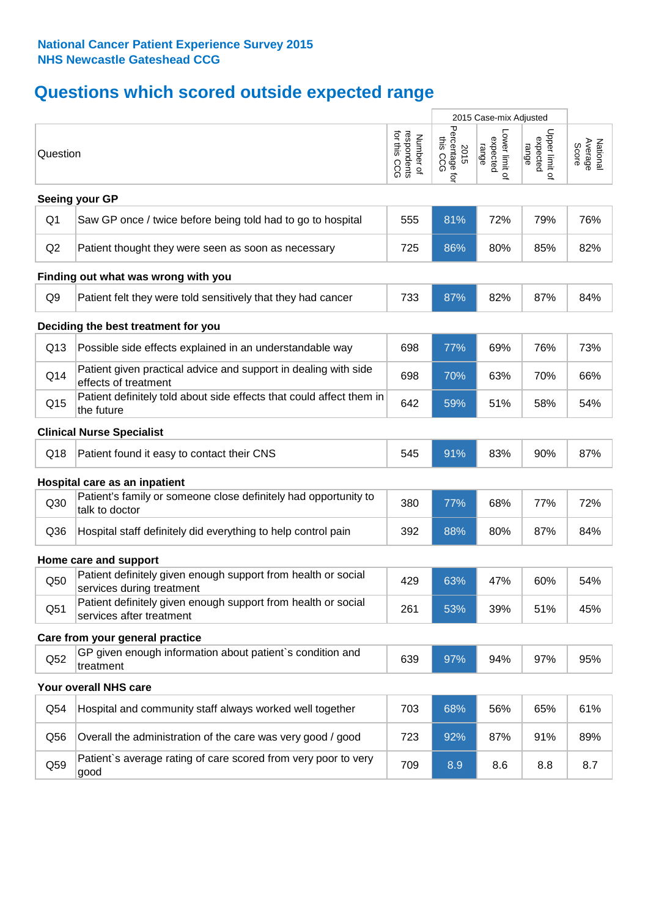**National Cancer Patient Experience Survey 2015**
**NHS Newcastle Gateshead CCG**

# Questions which scored outside expected range

| | Question | Number of respondents for this CCG | 2015 Case-mix Adjusted: 2015 Percentage for this CCG | Lower limit of expected range | Upper limit of expected range | National Average Score |
|---|---|---|---|---|---|---|
| **Seeing your GP** | | | | | | |
| Q1 | Saw GP once / twice before being told had to go to hospital | 555 | 81% | 72% | 79% | 76% |
| Q2 | Patient thought they were seen as soon as necessary | 725 | 86% | 80% | 85% | 82% |
| **Finding out what was wrong with you** | | | | | | |
| Q9 | Patient felt they were told sensitively that they had cancer | 733 | 87% | 82% | 87% | 84% |
| **Deciding the best treatment for you** | | | | | | |
| Q13 | Possible side effects explained in an understandable way | 698 | 77% | 69% | 76% | 73% |
| Q14 | Patient given practical advice and support in dealing with side effects of treatment | 698 | 70% | 63% | 70% | 66% |
| Q15 | Patient definitely told about side effects that could affect them in the future | 642 | 59% | 51% | 58% | 54% |
| **Clinical Nurse Specialist** | | | | | | |
| Q18 | Patient found it easy to contact their CNS | 545 | 91% | 83% | 90% | 87% |
| **Hospital care as an inpatient** | | | | | | |
| Q30 | Patient's family or someone close definitely had opportunity to talk to doctor | 380 | 77% | 68% | 77% | 72% |
| Q36 | Hospital staff definitely did everything to help control pain | 392 | 88% | 80% | 87% | 84% |
| **Home care and support** | | | | | | |
| Q50 | Patient definitely given enough support from health or social services during treatment | 429 | 63% | 47% | 60% | 54% |
| Q51 | Patient definitely given enough support from health or social services after treatment | 261 | 53% | 39% | 51% | 45% |
| **Care from your general practice** | | | | | | |
| Q52 | GP given enough information about patient`s condition and treatment | 639 | 97% | 94% | 97% | 95% |
| **Your overall NHS care** | | | | | | |
| Q54 | Hospital and community staff always worked well together | 703 | 68% | 56% | 65% | 61% |
| Q56 | Overall the administration of the care was very good / good | 723 | 92% | 87% | 91% | 89% |
| Q59 | Patient`s average rating of care scored from very poor to very good | 709 | 8.9 | 8.6 | 8.8 | 8.7 |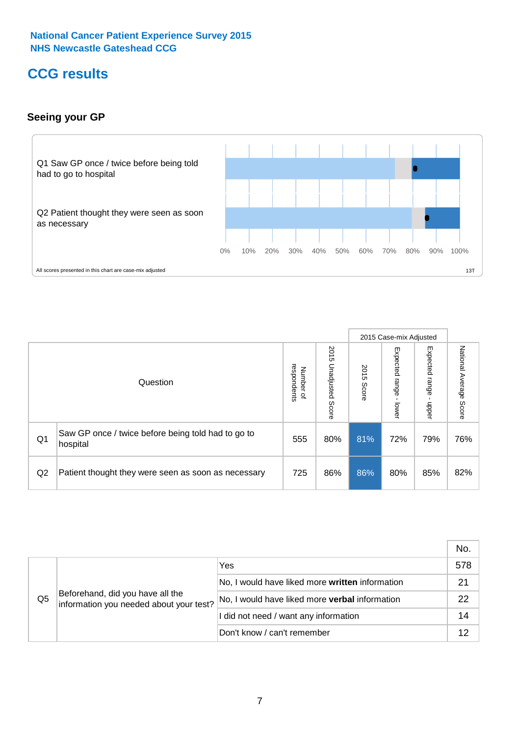National Cancer Patient Experience Survey 2015
NHS Newcastle Gateshead CCG

# CCG results

## Seeing your GP

Q1 Saw GP once / twice before being told had to go to hospital

Q2 Patient thought they were seen as soon as necessary

0% 10% 20% 30% 40% 50% 60% 70% 80% 90% 100%

All scores presented in this chart are case-mix adjusted

13T

| | Question | Number of respondents | 2015 Unadjusted Score | 2015 Case-mix Adjusted: 2015 Score | 2015 Case-mix Adjusted: Expected range - lower | 2015 Case-mix Adjusted: Expected range - upper | National Average Score |
|---|---|---|---|---|---|---|---|
| Q1 | Saw GP once / twice before being told had to go to hospital | 555 | 80% | 81% | 72% | 79% | 76% |
| Q2 | Patient thought they were seen as soon as necessary | 725 | 86% | 86% | 80% | 85% | 82% |

| | | | No. |
|---|---|---|---|
| Q5 | Beforehand, did you have all the information you needed about your test? | Yes | 578 |
| | | No, I would have liked more **written** information | 21 |
| | | No, I would have liked more **verbal** information | 22 |
| | | I did not need / want any information | 14 |
| | | Don't know / can't remember | 12 |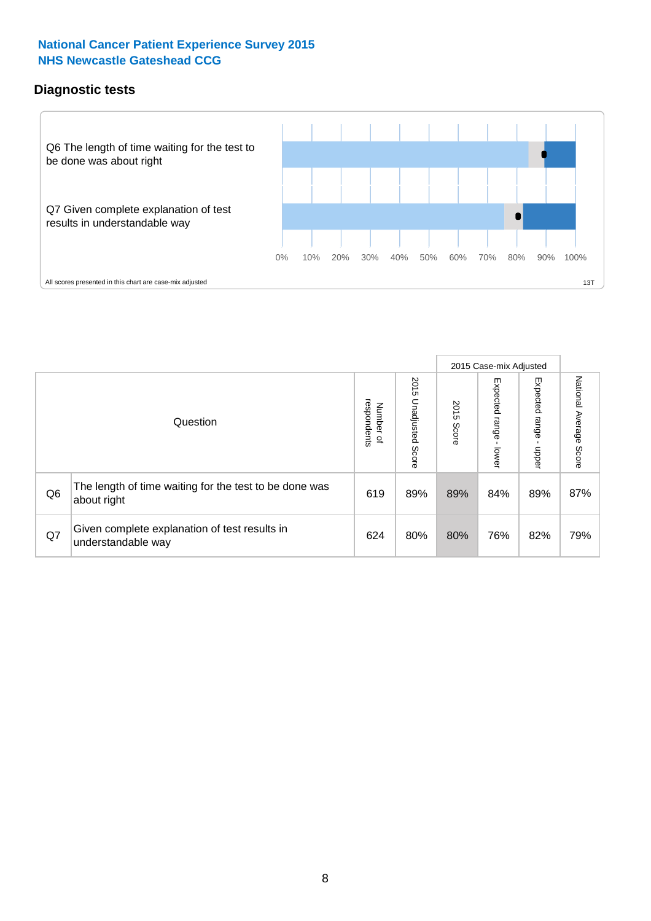National Cancer Patient Experience Survey 2015
NHS Newcastle Gateshead CCG

## Diagnostic tests

Q6 The length of time waiting for the test to be done was about right

Q7 Given complete explanation of test results in understandable way

0% 10% 20% 30% 40% 50% 60% 70% 80% 90% 100%

All scores presented in this chart are case-mix adjusted

13T

| Question | | Number of respondents | 2015 Unadjusted Score | 2015 Case-mix Adjusted 2015 Score | 2015 Case-mix Adjusted Expected range - lower | 2015 Case-mix Adjusted Expected range - upper | National Average Score |
|---|---|---|---|---|---|---|---|
| Q6 | The length of time waiting for the test to be done was about right | 619 | 89% | 89% | 84% | 89% | 87% |
| Q7 | Given complete explanation of test results in understandable way | 624 | 80% | 80% | 76% | 82% | 79% |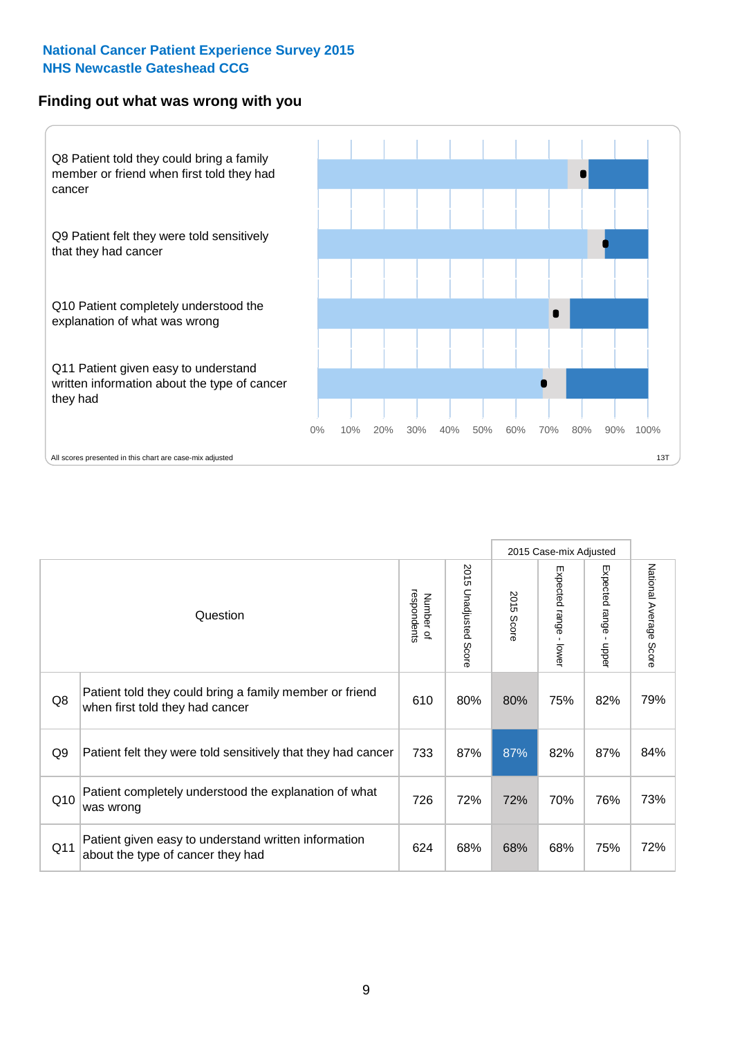National Cancer Patient Experience Survey 2015
NHS Newcastle Gateshead CCG

## Finding out what was wrong with you

Q8 Patient told they could bring a family member or friend when first told they had cancer

Q9 Patient felt they were told sensitively that they had cancer

Q10 Patient completely understood the explanation of what was wrong

Q11 Patient given easy to understand written information about the type of cancer they had

0% 10% 20% 30% 40% 50% 60% 70% 80% 90% 100%

All scores presented in this chart are case-mix adjusted

13T

| | Question | Number of respondents | 2015 Unadjusted Score | 2015 Case-mix Adjusted: 2015 Score | 2015 Case-mix Adjusted: Expected range - lower | 2015 Case-mix Adjusted: Expected range - upper | National Average Score |
|---|---|---|---|---|---|---|---|
| Q8 | Patient told they could bring a family member or friend when first told they had cancer | 610 | 80% | 80% | 75% | 82% | 79% |
| Q9 | Patient felt they were told sensitively that they had cancer | 733 | 87% | 87% | 82% | 87% | 84% |
| Q10 | Patient completely understood the explanation of what was wrong | 726 | 72% | 72% | 70% | 76% | 73% |
| Q11 | Patient given easy to understand written information about the type of cancer they had | 624 | 68% | 68% | 68% | 75% | 72% |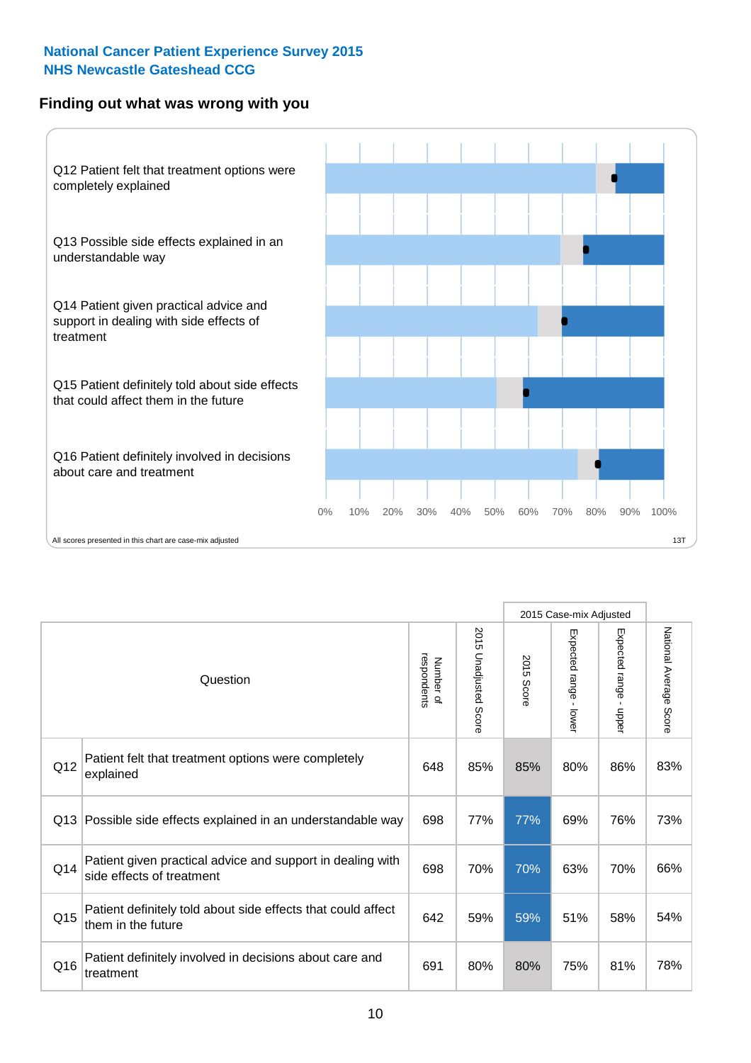National Cancer Patient Experience Survey 2015
NHS Newcastle Gateshead CCG

## Finding out what was wrong with you

Q12 Patient felt that treatment options were completely explained

Q13 Possible side effects explained in an understandable way

Q14 Patient given practical advice and support in dealing with side effects of treatment

Q15 Patient definitely told about side effects that could affect them in the future

Q16 Patient definitely involved in decisions about care and treatment

0% 10% 20% 30% 40% 50% 60% 70% 80% 90% 100%

All scores presented in this chart are case-mix adjusted

13T

| | Question | Number of respondents | 2015 Unadjusted Score | 2015 Case-mix Adjusted: 2015 Score | 2015 Case-mix Adjusted: Expected range - lower | 2015 Case-mix Adjusted: Expected range - upper | National Average Score |
|---|---|---|---|---|---|---|---|
| Q12 | Patient felt that treatment options were completely explained | 648 | 85% | 85% | 80% | 86% | 83% |
| Q13 | Possible side effects explained in an understandable way | 698 | 77% | 77% | 69% | 76% | 73% |
| Q14 | Patient given practical advice and support in dealing with side effects of treatment | 698 | 70% | 70% | 63% | 70% | 66% |
| Q15 | Patient definitely told about side effects that could affect them in the future | 642 | 59% | 59% | 51% | 58% | 54% |
| Q16 | Patient definitely involved in decisions about care and treatment | 691 | 80% | 80% | 75% | 81% | 78% |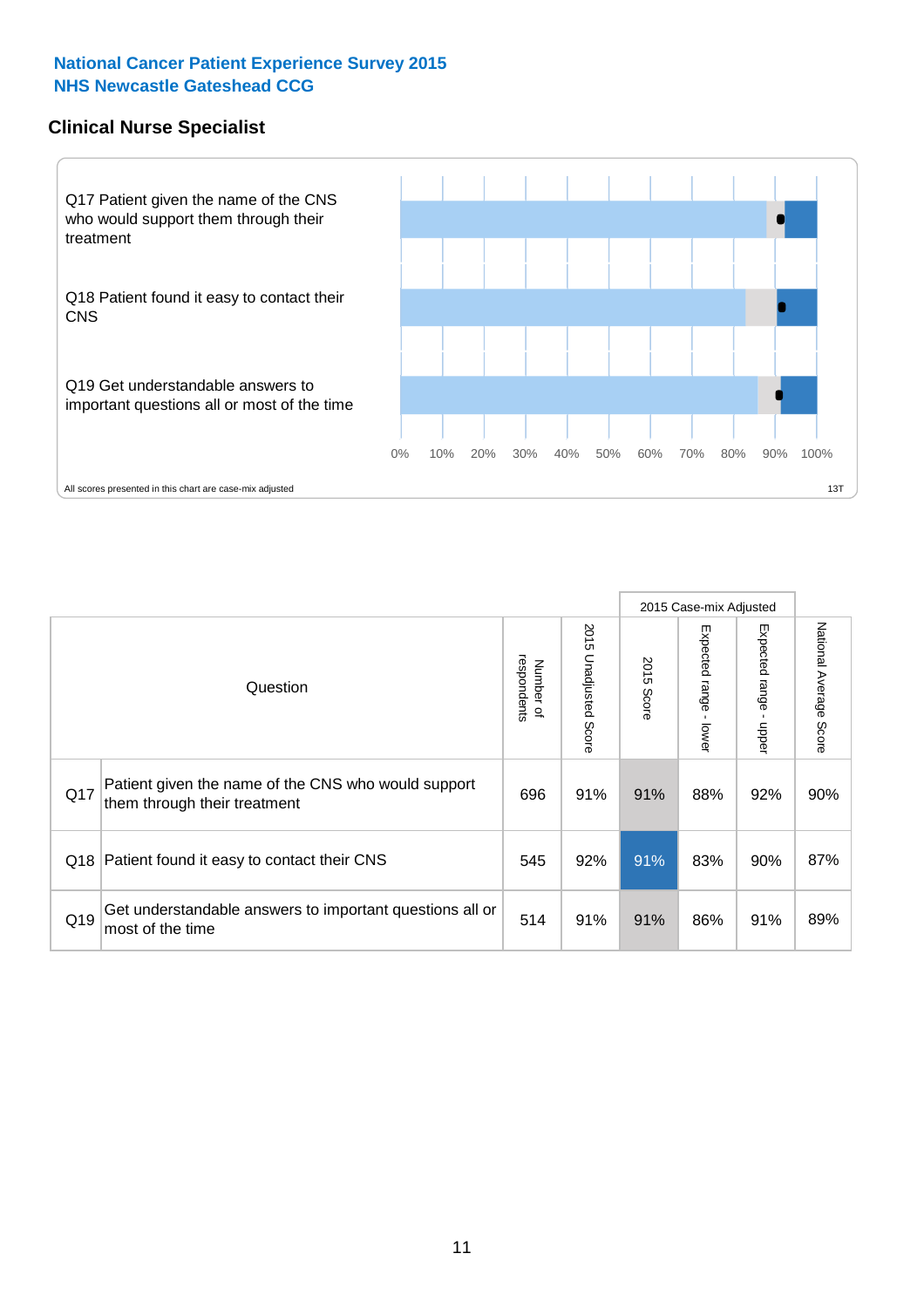**National Cancer Patient Experience Survey 2015**
**NHS Newcastle Gateshead CCG**

## Clinical Nurse Specialist

Q17 Patient given the name of the CNS who would support them through their treatment

Q18 Patient found it easy to contact their CNS

Q19 Get understandable answers to important questions all or most of the time

0% 10% 20% 30% 40% 50% 60% 70% 80% 90% 100%

All scores presented in this chart are case-mix adjusted

13T

| | Question | Number of respondents | 2015 Unadjusted Score | 2015 Case-mix Adjusted: 2015 Score | 2015 Case-mix Adjusted: Expected range - lower | 2015 Case-mix Adjusted: Expected range - upper | National Average Score |
|---|---|---|---|---|---|---|---|
| Q17 | Patient given the name of the CNS who would support them through their treatment | 696 | 91% | 91% | 88% | 92% | 90% |
| Q18 | Patient found it easy to contact their CNS | 545 | 92% | 91% | 83% | 90% | 87% |
| Q19 | Get understandable answers to important questions all or most of the time | 514 | 91% | 91% | 86% | 91% | 89% |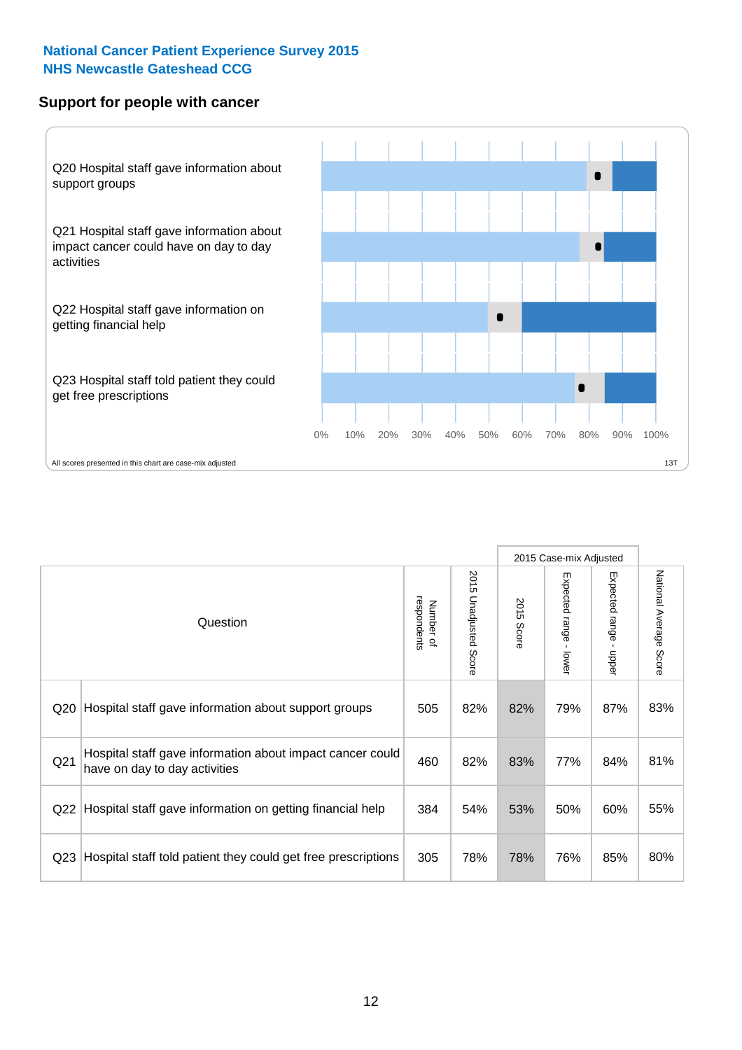**National Cancer Patient Experience Survey 2015**
**NHS Newcastle Gateshead CCG**

## Support for people with cancer

Q20 Hospital staff gave information about support groups

Q21 Hospital staff gave information about impact cancer could have on day to day activities

Q22 Hospital staff gave information on getting financial help

Q23 Hospital staff told patient they could get free prescriptions

0% 10% 20% 30% 40% 50% 60% 70% 80% 90% 100%

All scores presented in this chart are case-mix adjusted

13T

| | Question | Number of respondents | 2015 Unadjusted Score | 2015 Case-mix Adjusted | | | National Average Score |
|---|---|---|---|---|---|---|---|
| | | | | 2015 Score | Expected range - lower | Expected range - upper | |
| Q20 | Hospital staff gave information about support groups | 505 | 82% | 82% | 79% | 87% | 83% |
| Q21 | Hospital staff gave information about impact cancer could have on day to day activities | 460 | 82% | 83% | 77% | 84% | 81% |
| Q22 | Hospital staff gave information on getting financial help | 384 | 54% | 53% | 50% | 60% | 55% |
| Q23 | Hospital staff told patient they could get free prescriptions | 305 | 78% | 78% | 76% | 85% | 80% |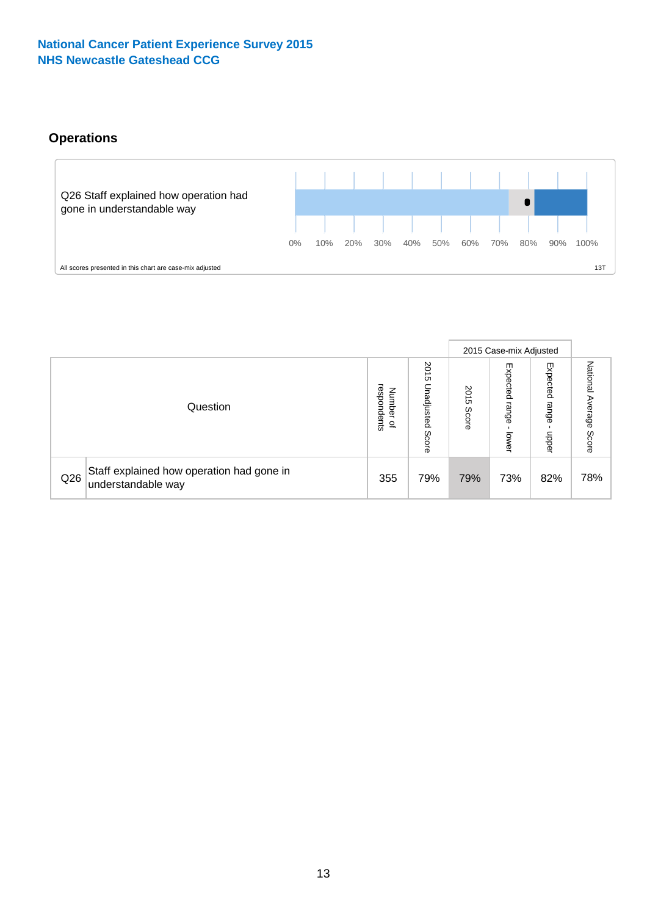National Cancer Patient Experience Survey 2015
NHS Newcastle Gateshead CCG

## Operations

Q26 Staff explained how operation had gone in understandable way

0% 10% 20% 30% 40% 50% 60% 70% 80% 90% 100%

All scores presented in this chart are case-mix adjusted

13T

| Question | | Number of respondents | 2015 Unadjusted Score | 2015 Case-mix Adjusted: 2015 Score | 2015 Case-mix Adjusted: Expected range - lower | 2015 Case-mix Adjusted: Expected range - upper | National Average Score |
|---|---|---|---|---|---|---|---|
| Q26 | Staff explained how operation had gone in understandable way | 355 | 79% | 79% | 73% | 82% | 78% |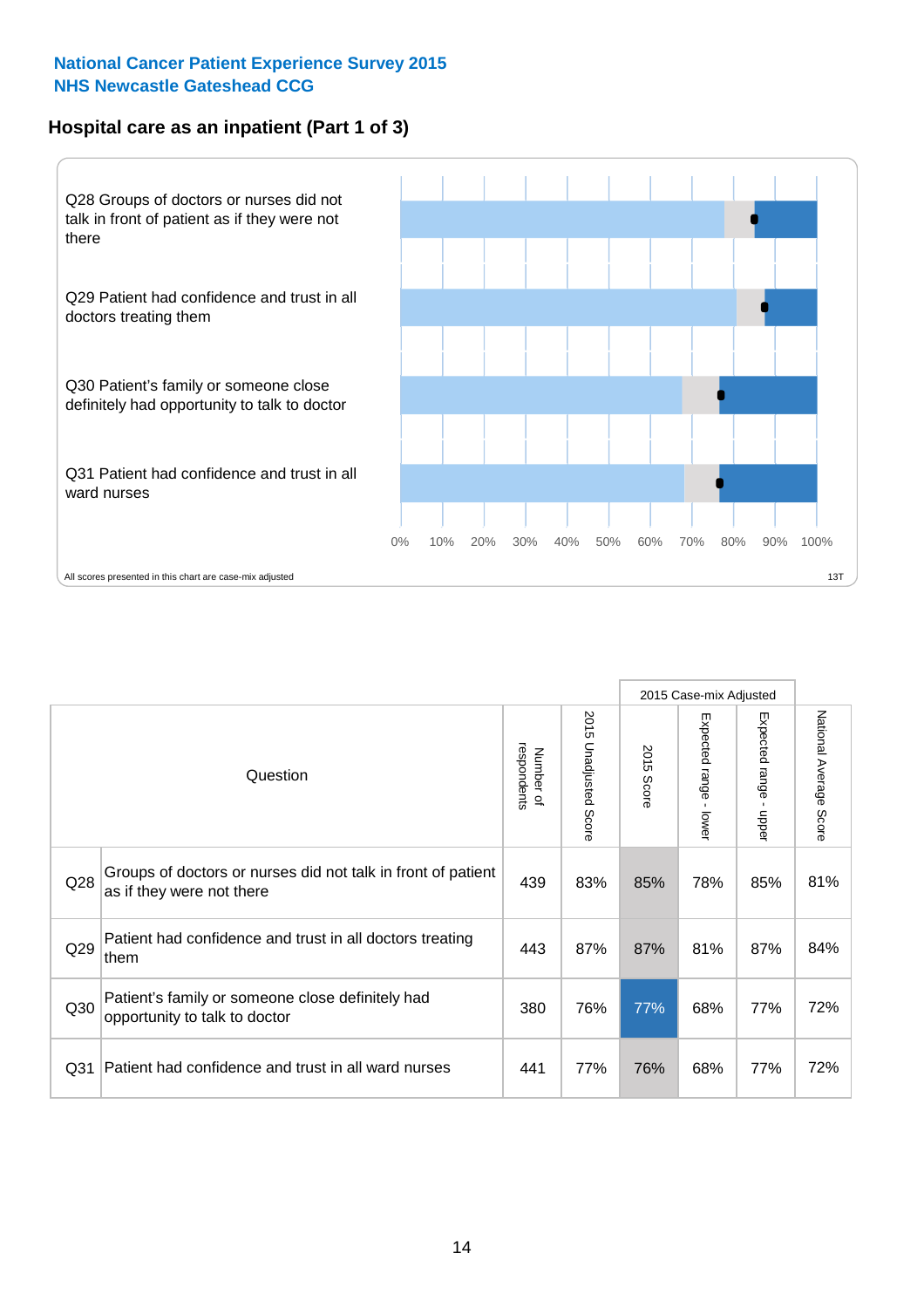**National Cancer Patient Experience Survey 2015**
**NHS Newcastle Gateshead CCG**

## Hospital care as an inpatient (Part 1 of 3)

Q28 Groups of doctors or nurses did not talk in front of patient as if they were not there

Q29 Patient had confidence and trust in all doctors treating them

Q30 Patient's family or someone close definitely had opportunity to talk to doctor

Q31 Patient had confidence and trust in all ward nurses

0% 10% 20% 30% 40% 50% 60% 70% 80% 90% 100%

All scores presented in this chart are case-mix adjusted

13T

| Question | | Number of respondents | 2015 Unadjusted Score | 2015 Case-mix Adjusted: 2015 Score | 2015 Case-mix Adjusted: Expected range - lower | 2015 Case-mix Adjusted: Expected range - upper | National Average Score |
|---|---|---|---|---|---|---|---|
| Q28 | Groups of doctors or nurses did not talk in front of patient as if they were not there | 439 | 83% | 85% | 78% | 85% | 81% |
| Q29 | Patient had confidence and trust in all doctors treating them | 443 | 87% | 87% | 81% | 87% | 84% |
| Q30 | Patient's family or someone close definitely had opportunity to talk to doctor | 380 | 76% | 77% | 68% | 77% | 72% |
| Q31 | Patient had confidence and trust in all ward nurses | 441 | 77% | 76% | 68% | 77% | 72% |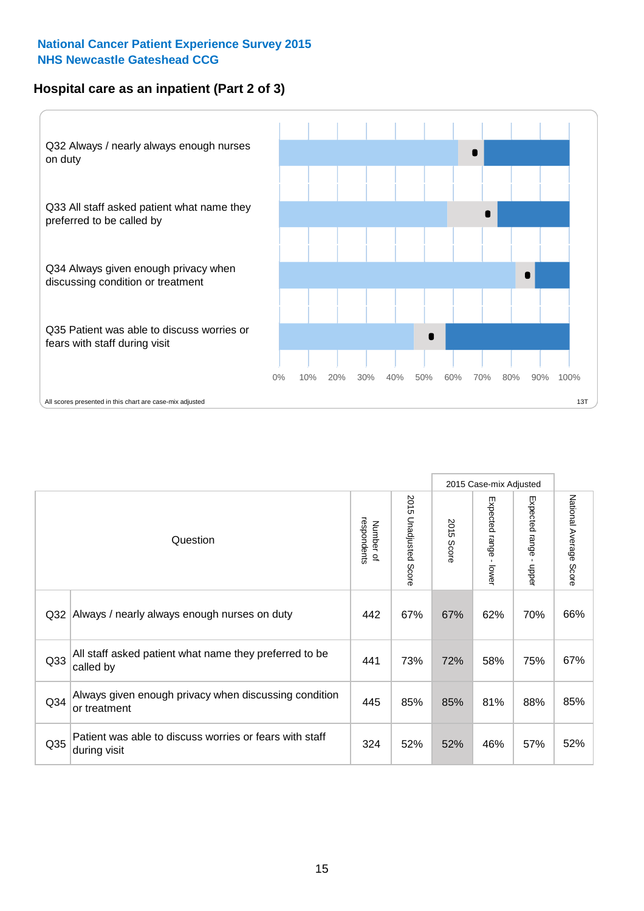**National Cancer Patient Experience Survey 2015**
**NHS Newcastle Gateshead CCG**

## Hospital care as an inpatient (Part 2 of 3)

Q32 Always / nearly always enough nurses on duty

Q33 All staff asked patient what name they preferred to be called by

Q34 Always given enough privacy when discussing condition or treatment

Q35 Patient was able to discuss worries or fears with staff during visit

0% 10% 20% 30% 40% 50% 60% 70% 80% 90% 100%

All scores presented in this chart are case-mix adjusted

13T

| Question | | Number of respondents | 2015 Unadjusted Score | 2015 Case-mix Adjusted: 2015 Score | 2015 Case-mix Adjusted: Expected range - lower | 2015 Case-mix Adjusted: Expected range - upper | National Average Score |
|---|---|---|---|---|---|---|---|
| Q32 | Always / nearly always enough nurses on duty | 442 | 67% | 67% | 62% | 70% | 66% |
| Q33 | All staff asked patient what name they preferred to be called by | 441 | 73% | 72% | 58% | 75% | 67% |
| Q34 | Always given enough privacy when discussing condition or treatment | 445 | 85% | 85% | 81% | 88% | 85% |
| Q35 | Patient was able to discuss worries or fears with staff during visit | 324 | 52% | 52% | 46% | 57% | 52% |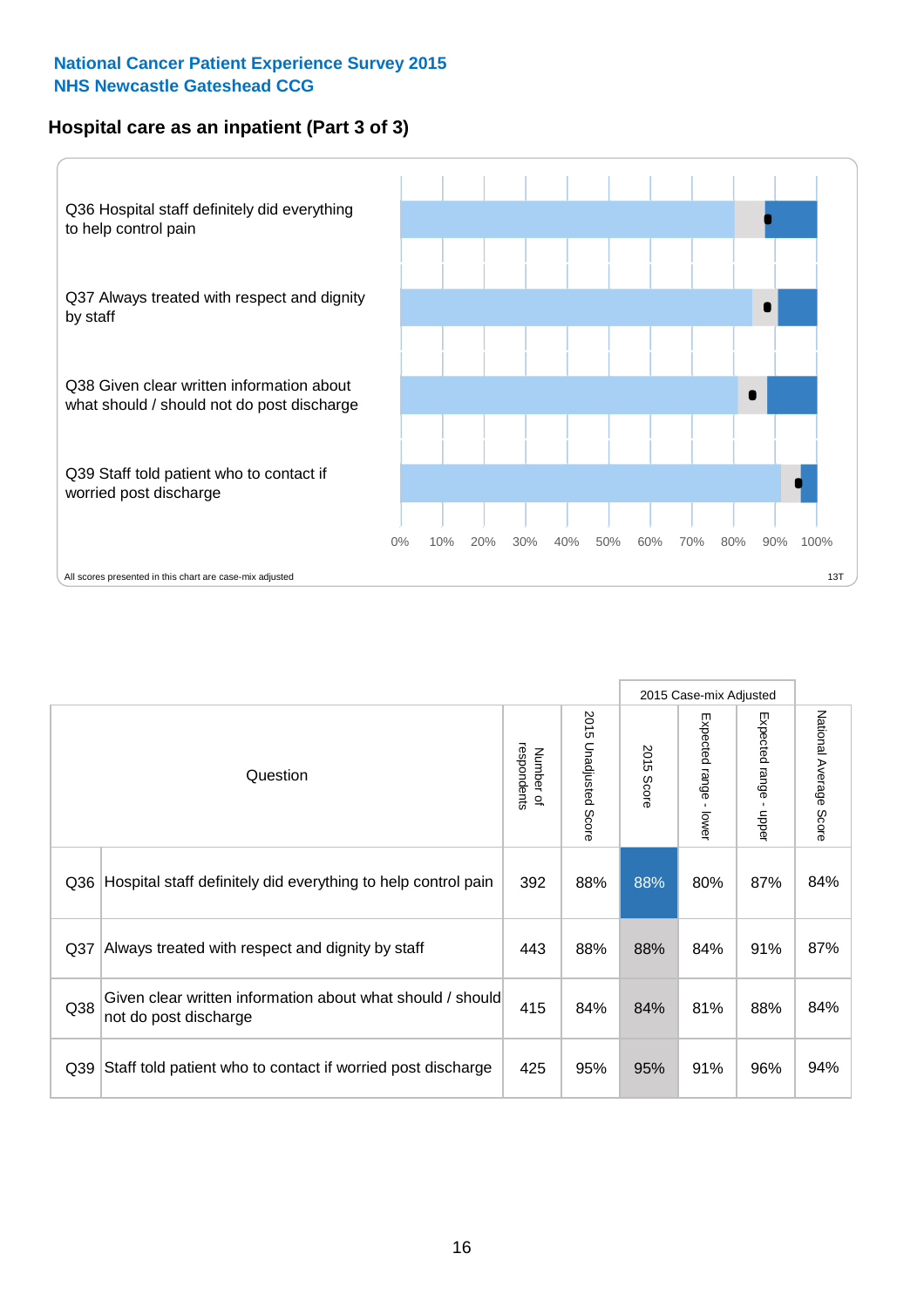**National Cancer Patient Experience Survey 2015**
**NHS Newcastle Gateshead CCG**

## Hospital care as an inpatient (Part 3 of 3)

Q36 Hospital staff definitely did everything to help control pain

Q37 Always treated with respect and dignity by staff

Q38 Given clear written information about what should / should not do post discharge

Q39 Staff told patient who to contact if worried post discharge

0% 10% 20% 30% 40% 50% 60% 70% 80% 90% 100%

All scores presented in this chart are case-mix adjusted

13T

| | Question | Number of respondents | 2015 Unadjusted Score | 2015 Case-mix Adjusted | | | National Average Score |
|---|---|---|---|---|---|---|---|
| | | | | 2015 Score | Expected range - lower | Expected range - upper | |
| Q36 | Hospital staff definitely did everything to help control pain | 392 | 88% | 88% | 80% | 87% | 84% |
| Q37 | Always treated with respect and dignity by staff | 443 | 88% | 88% | 84% | 91% | 87% |
| Q38 | Given clear written information about what should / should not do post discharge | 415 | 84% | 84% | 81% | 88% | 84% |
| Q39 | Staff told patient who to contact if worried post discharge | 425 | 95% | 95% | 91% | 96% | 94% |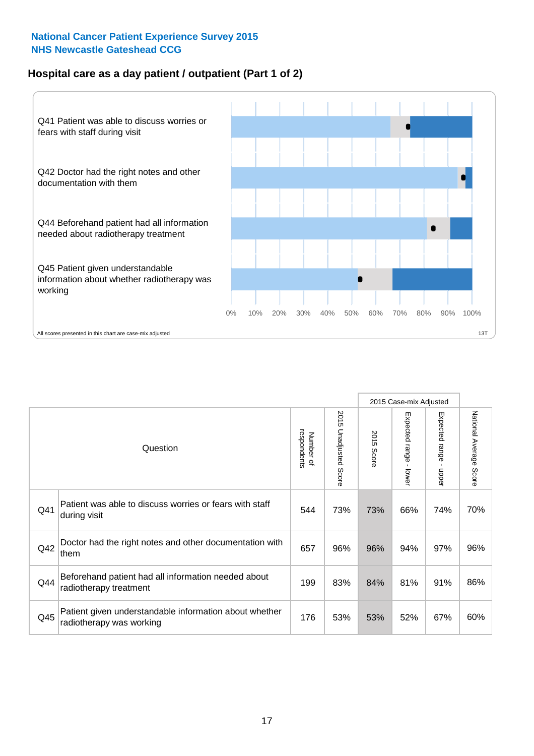**National Cancer Patient Experience Survey 2015**
**NHS Newcastle Gateshead CCG**

## Hospital care as a day patient / outpatient (Part 1 of 2)

Q41 Patient was able to discuss worries or fears with staff during visit

Q42 Doctor had the right notes and other documentation with them

Q44 Beforehand patient had all information needed about radiotherapy treatment

Q45 Patient given understandable information about whether radiotherapy was working

0% 10% 20% 30% 40% 50% 60% 70% 80% 90% 100%

All scores presented in this chart are case-mix adjusted

13T

| Question | | Number of respondents | 2015 Unadjusted Score | 2015 Case-mix Adjusted 2015 Score | 2015 Case-mix Adjusted Expected range - lower | 2015 Case-mix Adjusted Expected range - upper | National Average Score |
|---|---|---|---|---|---|---|---|
| Q41 | Patient was able to discuss worries or fears with staff during visit | 544 | 73% | 73% | 66% | 74% | 70% |
| Q42 | Doctor had the right notes and other documentation with them | 657 | 96% | 96% | 94% | 97% | 96% |
| Q44 | Beforehand patient had all information needed about radiotherapy treatment | 199 | 83% | 84% | 81% | 91% | 86% |
| Q45 | Patient given understandable information about whether radiotherapy was working | 176 | 53% | 53% | 52% | 67% | 60% |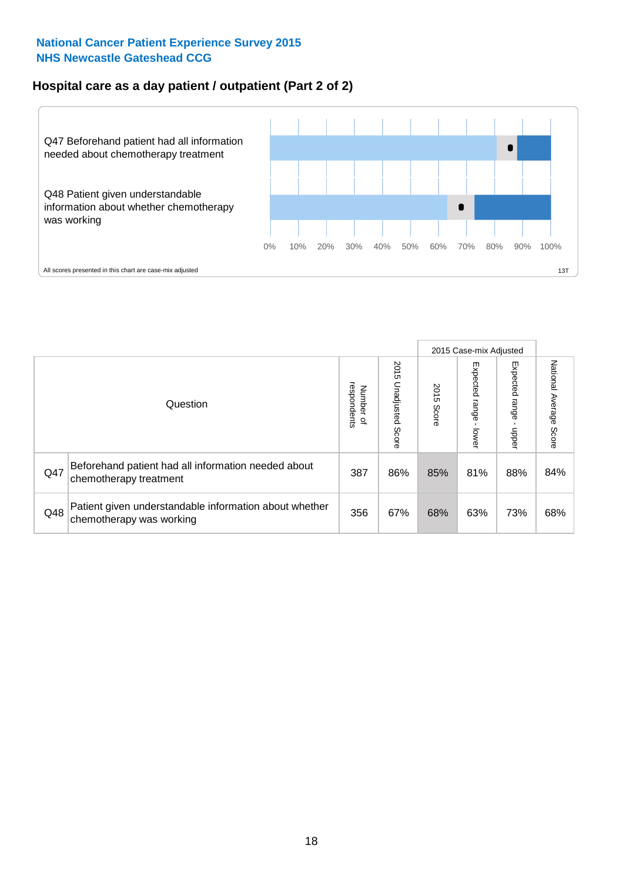National Cancer Patient Experience Survey 2015
NHS Newcastle Gateshead CCG

## Hospital care as a day patient / outpatient (Part 2 of 2)

Q47 Beforehand patient had all information needed about chemotherapy treatment

Q48 Patient given understandable information about whether chemotherapy was working

0% 10% 20% 30% 40% 50% 60% 70% 80% 90% 100%

All scores presented in this chart are case-mix adjusted

13T

| Question | | Number of respondents | 2015 Unadjusted Score | 2015 Case-mix Adjusted | | | National Average Score |
|---|---|---|---|---|---|---|---|
| | | | | 2015 Score | Expected range - lower | Expected range - upper | |
| Q47 | Beforehand patient had all information needed about chemotherapy treatment | 387 | 86% | 85% | 81% | 88% | 84% |
| Q48 | Patient given understandable information about whether chemotherapy was working | 356 | 67% | 68% | 63% | 73% | 68% |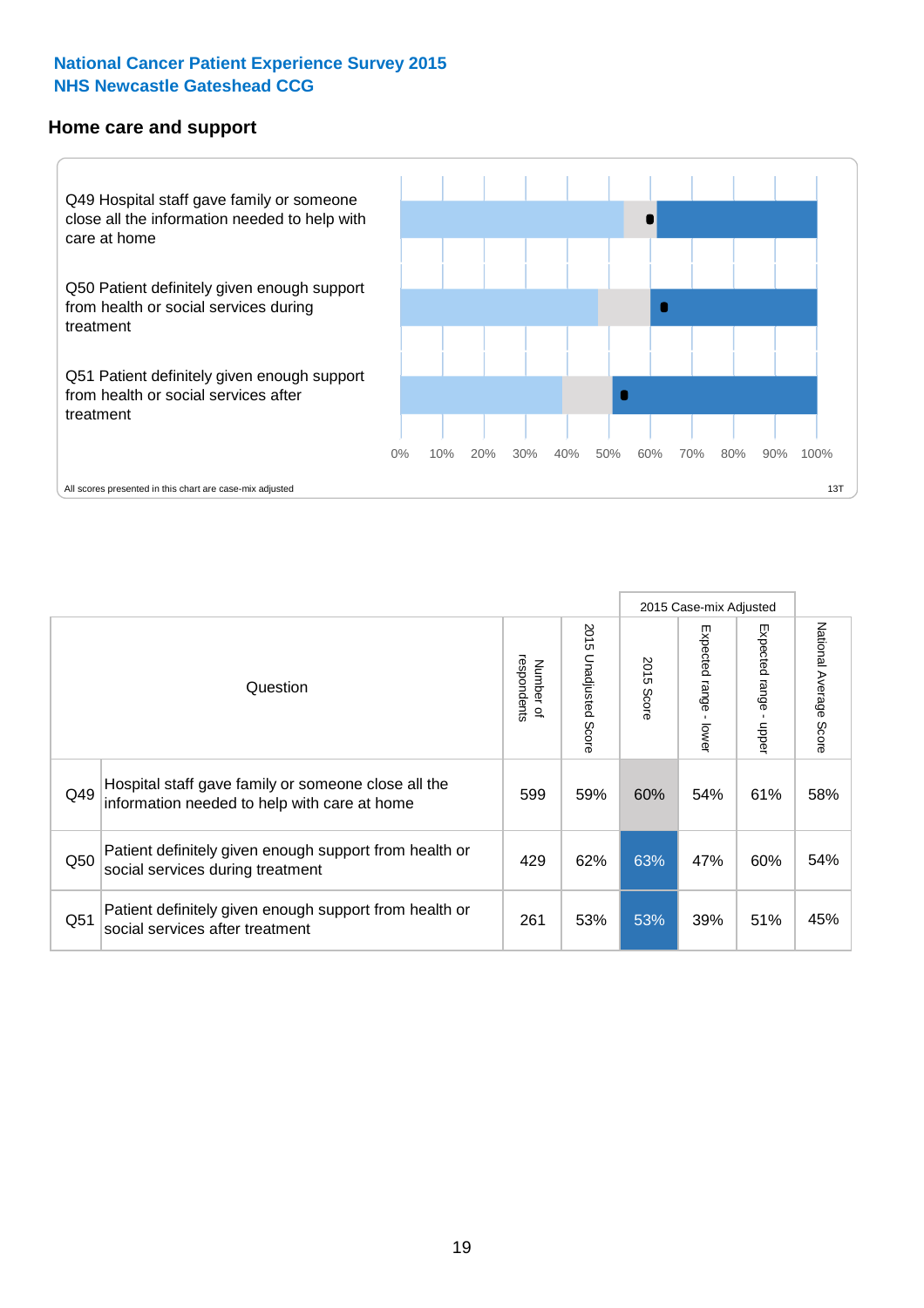National Cancer Patient Experience Survey 2015
NHS Newcastle Gateshead CCG

## Home care and support

Q49 Hospital staff gave family or someone close all the information needed to help with care at home

Q50 Patient definitely given enough support from health or social services during treatment

Q51 Patient definitely given enough support from health or social services after treatment

0% 10% 20% 30% 40% 50% 60% 70% 80% 90% 100%

All scores presented in this chart are case-mix adjusted

13T

| | Question | Number of respondents | 2015 Unadjusted Score | 2015 Case-mix Adjusted | | | National Average Score |
|---|---|---|---|---|---|---|---|
| | | | | 2015 Score | Expected range - lower | Expected range - upper | |
| Q49 | Hospital staff gave family or someone close all the information needed to help with care at home | 599 | 59% | 60% | 54% | 61% | 58% |
| Q50 | Patient definitely given enough support from health or social services during treatment | 429 | 62% | 63% | 47% | 60% | 54% |
| Q51 | Patient definitely given enough support from health or social services after treatment | 261 | 53% | 53% | 39% | 51% | 45% |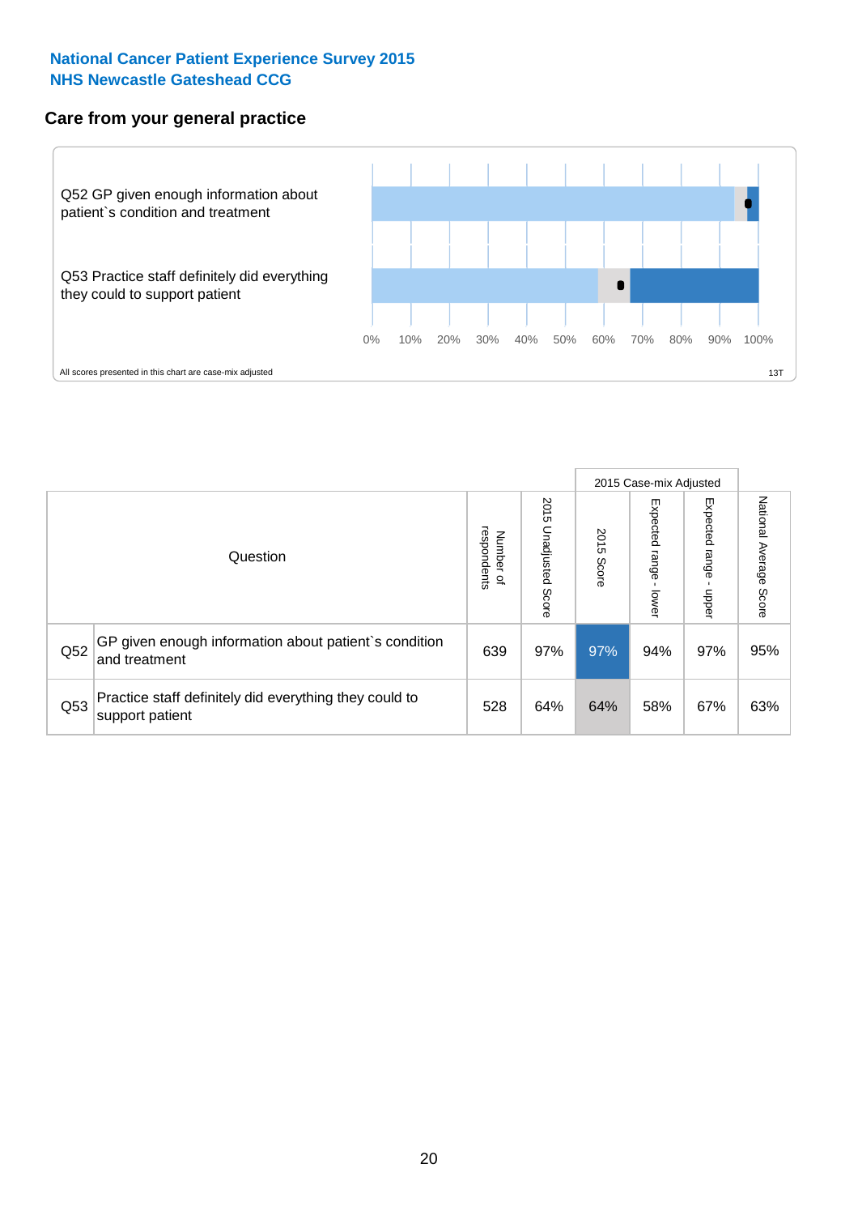**National Cancer Patient Experience Survey 2015**
**NHS Newcastle Gateshead CCG**

### Care from your general practice

Q52 GP given enough information about patient`s condition and treatment

Q53 Practice staff definitely did everything they could to support patient

0% 10% 20% 30% 40% 50% 60% 70% 80% 90% 100%

All scores presented in this chart are case-mix adjusted

13T

| | Question | Number of respondents | 2015 Unadjusted Score | 2015 Case-mix Adjusted: 2015 Score | 2015 Case-mix Adjusted: Expected range - lower | 2015 Case-mix Adjusted: Expected range - upper | National Average Score |
|---|---|---|---|---|---|---|---|
| Q52 | GP given enough information about patient`s condition and treatment | 639 | 97% | 97% | 94% | 97% | 95% |
| Q53 | Practice staff definitely did everything they could to support patient | 528 | 64% | 64% | 58% | 67% | 63% |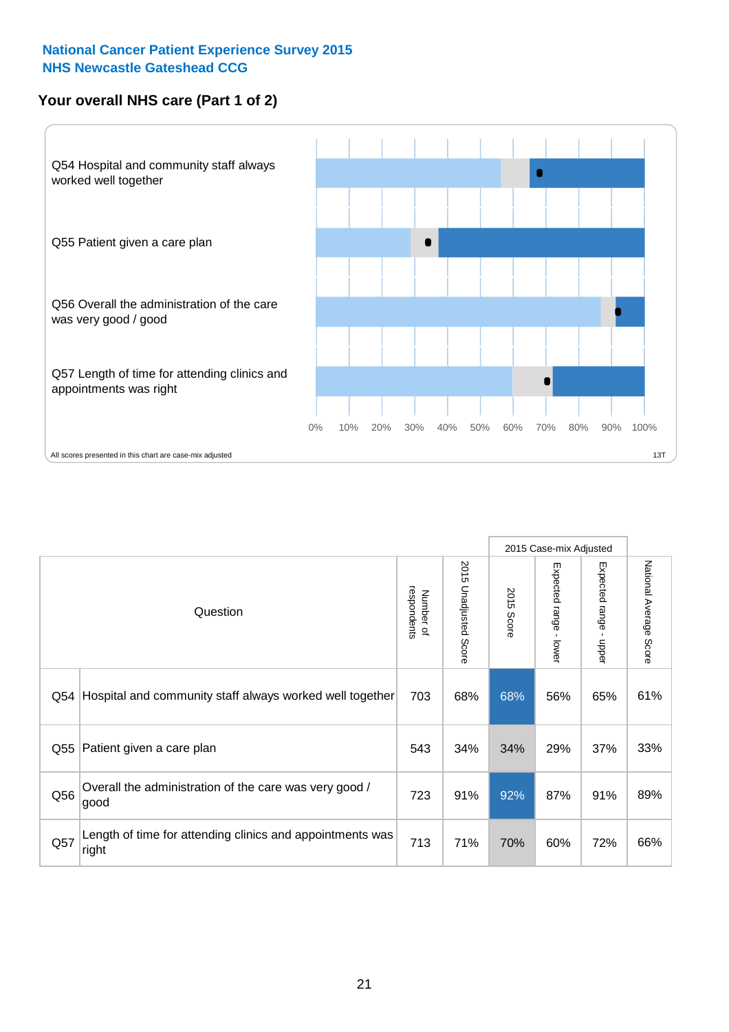**National Cancer Patient Experience Survey 2015**
**NHS Newcastle Gateshead CCG**

## Your overall NHS care (Part 1 of 2)

Q54 Hospital and community staff always worked well together

Q55 Patient given a care plan

Q56 Overall the administration of the care was very good / good

Q57 Length of time for attending clinics and appointments was right

0% 10% 20% 30% 40% 50% 60% 70% 80% 90% 100%

All scores presented in this chart are case-mix adjusted

13T

| Question | | Number of respondents | 2015 Unadjusted Score | 2015 Case-mix Adjusted | | | National Average Score |
|---|---|---|---|---|---|---|---|
| | | | | 2015 Score | Expected range - lower | Expected range - upper | |
| Q54 | Hospital and community staff always worked well together | 703 | 68% | 68% | 56% | 65% | 61% |
| Q55 | Patient given a care plan | 543 | 34% | 34% | 29% | 37% | 33% |
| Q56 | Overall the administration of the care was very good / good | 723 | 91% | 92% | 87% | 91% | 89% |
| Q57 | Length of time for attending clinics and appointments was right | 713 | 71% | 70% | 60% | 72% | 66% |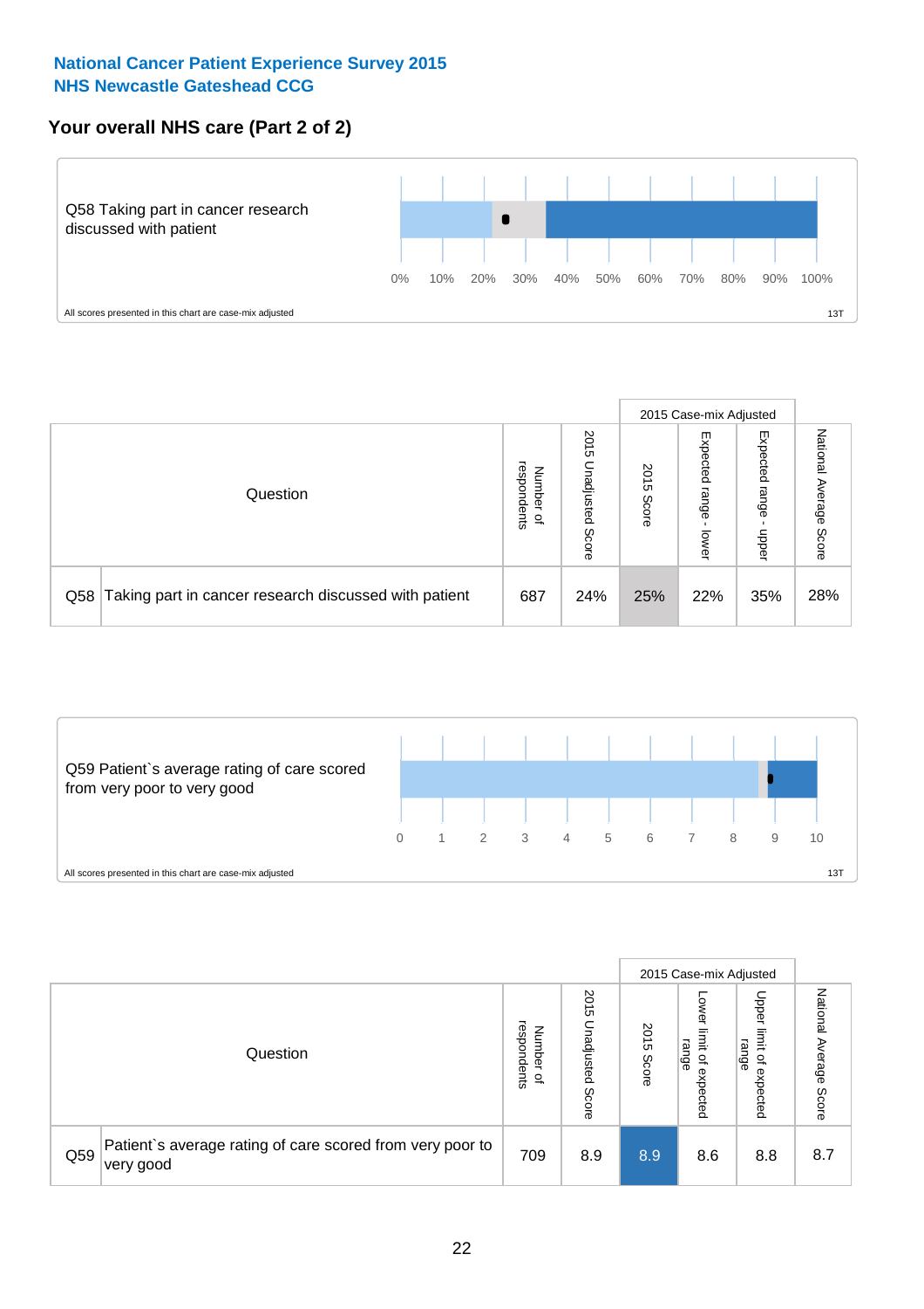National Cancer Patient Experience Survey 2015
NHS Newcastle Gateshead CCG

## Your overall NHS care (Part 2 of 2)

Q58 Taking part in cancer research discussed with patient

0% 10% 20% 30% 40% 50% 60% 70% 80% 90% 100%

All scores presented in this chart are case-mix adjusted

13T

| Question | | Number of respondents | 2015 Unadjusted Score | 2015 Case-mix Adjusted | | | National Average Score |
|---|---|---|---|---|---|---|---|
| | | | | 2015 Score | Expected range - lower | Expected range - upper | |
| Q58 | Taking part in cancer research discussed with patient | 687 | 24% | 25% | 22% | 35% | 28% |

Q59 Patient`s average rating of care scored from very poor to very good

0 1 2 3 4 5 6 7 8 9 10

All scores presented in this chart are case-mix adjusted

13T

| Question | | Number of respondents | 2015 Unadjusted Score | 2015 Case-mix Adjusted | | | National Average Score |
|---|---|---|---|---|---|---|---|
| | | | | 2015 Score | Lower limit of expected range | Upper limit of expected range | |
| Q59 | Patient`s average rating of care scored from very poor to very good | 709 | 8.9 | 8.9 | 8.6 | 8.8 | 8.7 |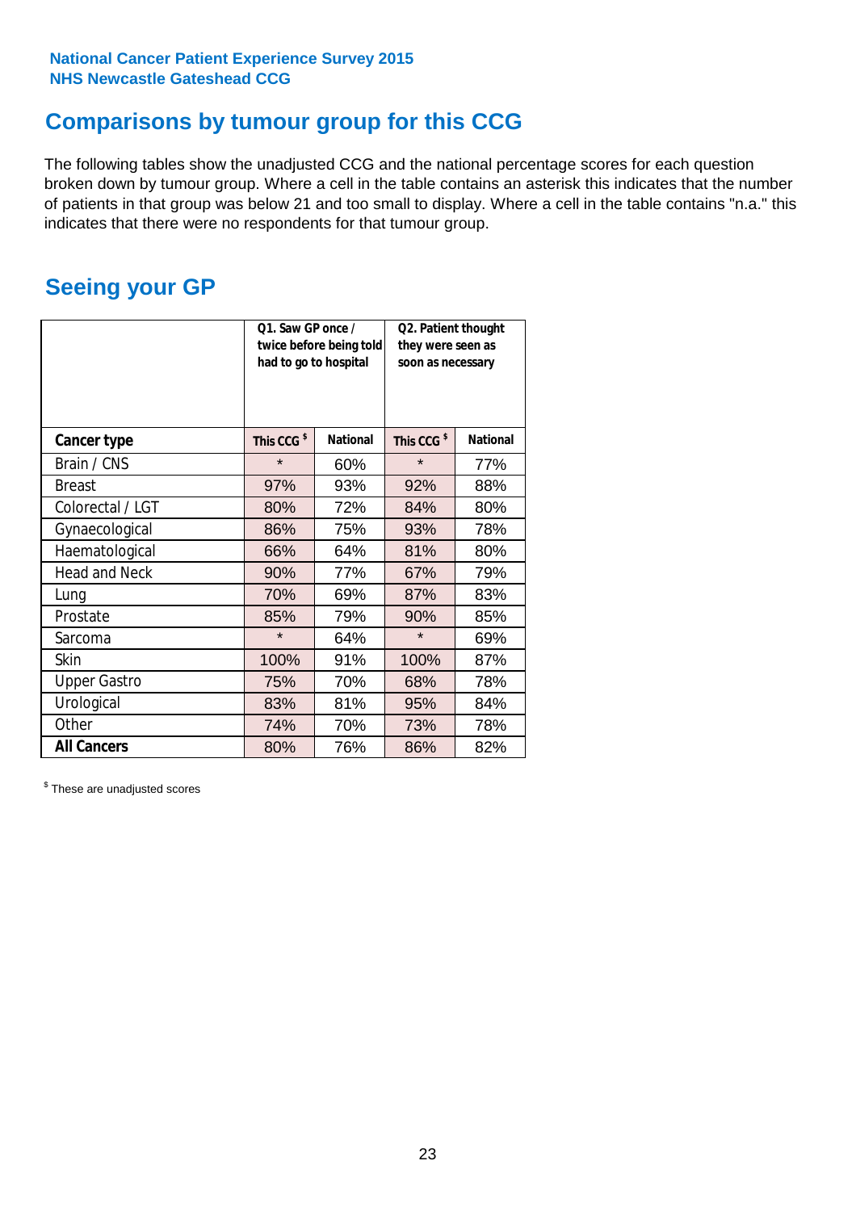National Cancer Patient Experience Survey 2015
NHS Newcastle Gateshead CCG

## Comparisons by tumour group for this CCG

The following tables show the unadjusted CCG and the national percentage scores for each question broken down by tumour group. Where a cell in the table contains an asterisk this indicates that the number of patients in that group was below 21 and too small to display. Where a cell in the table contains "n.a." this indicates that there were no respondents for that tumour group.

## Seeing your GP

| | Q1. Saw GP once / twice before being told had to go to hospital | | Q2. Patient thought they were seen as soon as necessary | |
|---|---|---|---|---|
| **Cancer type** | **This CCG $** | **National** | **This CCG $** | **National** |
| Brain / CNS | * | 60% | * | 77% |
| Breast | 97% | 93% | 92% | 88% |
| Colorectal / LGT | 80% | 72% | 84% | 80% |
| Gynaecological | 86% | 75% | 93% | 78% |
| Haematological | 66% | 64% | 81% | 80% |
| Head and Neck | 90% | 77% | 67% | 79% |
| Lung | 70% | 69% | 87% | 83% |
| Prostate | 85% | 79% | 90% | 85% |
| Sarcoma | * | 64% | * | 69% |
| Skin | 100% | 91% | 100% | 87% |
| Upper Gastro | 75% | 70% | 68% | 78% |
| Urological | 83% | 81% | 95% | 84% |
| Other | 74% | 70% | 73% | 78% |
| **All Cancers** | 80% | 76% | 86% | 82% |

$ These are unadjusted scores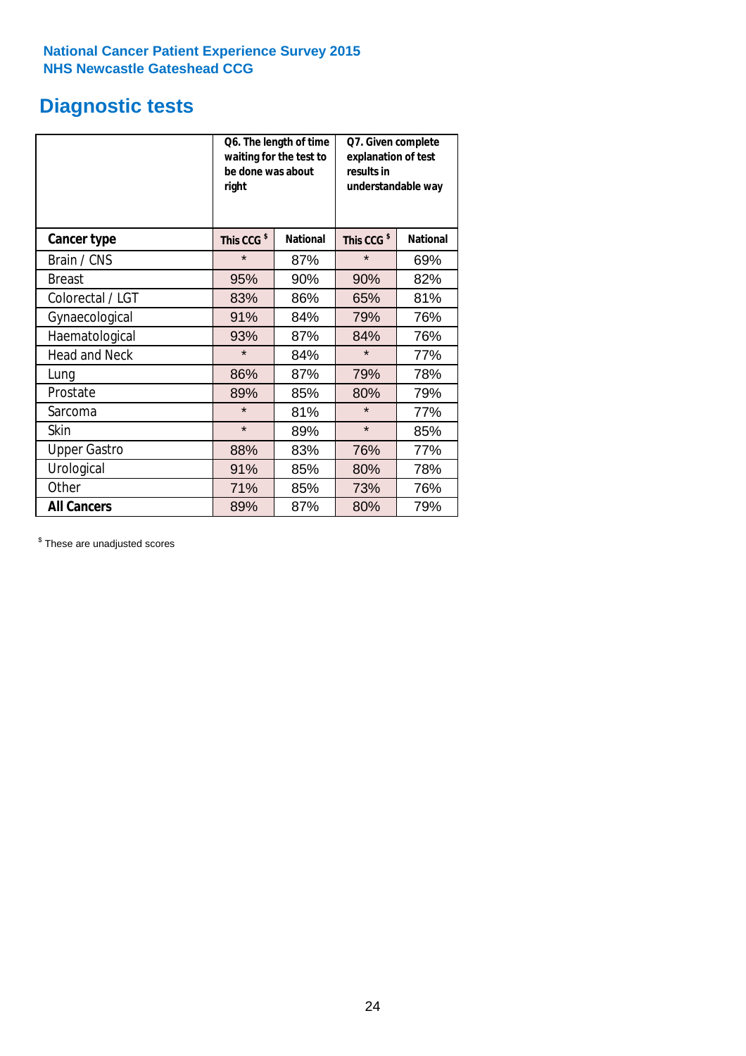National Cancer Patient Experience Survey 2015
NHS Newcastle Gateshead CCG

# Diagnostic tests

| | Q6. The length of time waiting for the test to be done was about right | | Q7. Given complete explanation of test results in understandable way | |
|---|---|---|---|---|
| **Cancer type** | **This CCG $** | **National** | **This CCG $** | **National** |
| Brain / CNS | * | 87% | * | 69% |
| Breast | 95% | 90% | 90% | 82% |
| Colorectal / LGT | 83% | 86% | 65% | 81% |
| Gynaecological | 91% | 84% | 79% | 76% |
| Haematological | 93% | 87% | 84% | 76% |
| Head and Neck | * | 84% | * | 77% |
| Lung | 86% | 87% | 79% | 78% |
| Prostate | 89% | 85% | 80% | 79% |
| Sarcoma | * | 81% | * | 77% |
| Skin | * | 89% | * | 85% |
| Upper Gastro | 88% | 83% | 76% | 77% |
| Urological | 91% | 85% | 80% | 78% |
| Other | 71% | 85% | 73% | 76% |
| **All Cancers** | 89% | 87% | 80% | 79% |

$ These are unadjusted scores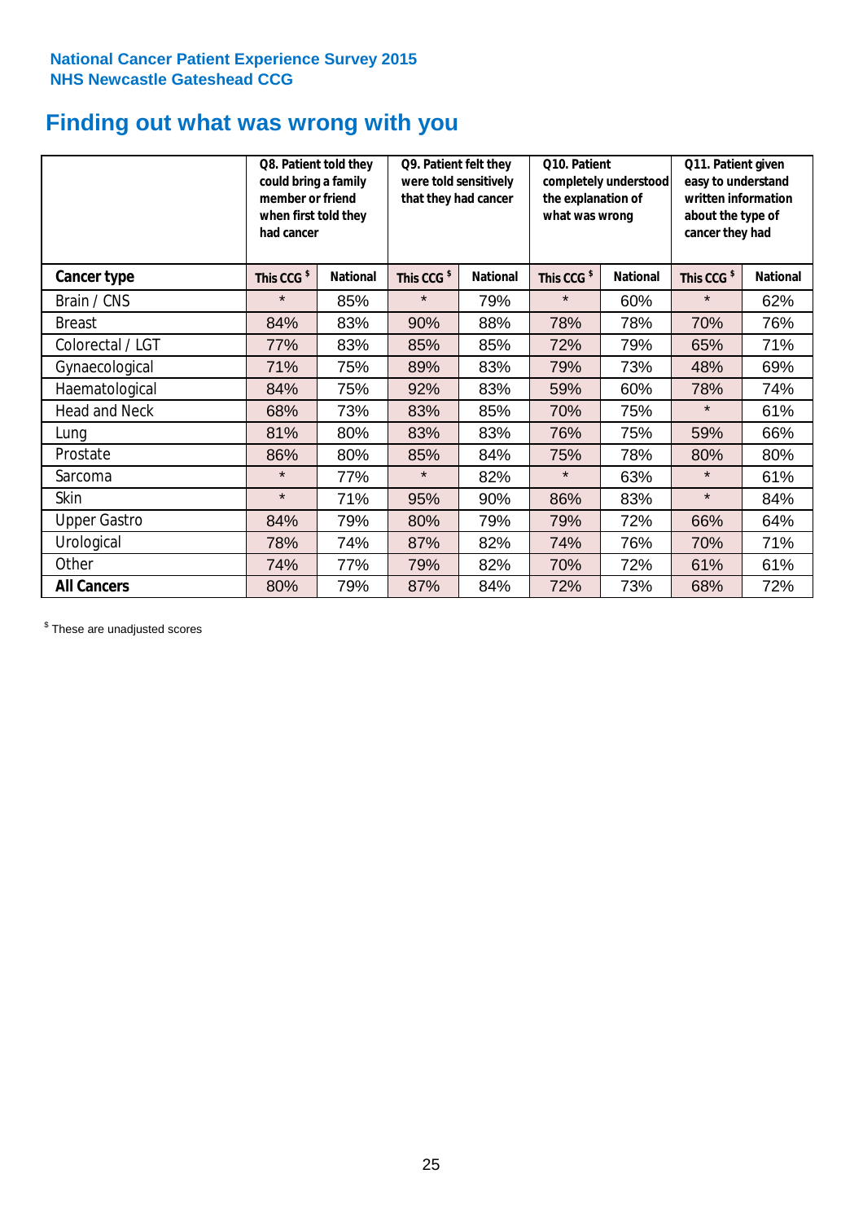**National Cancer Patient Experience Survey 2015**
**NHS Newcastle Gateshead CCG**

# Finding out what was wrong with you

| | Q8. Patient told they could bring a family member or friend when first told they had cancer | | Q9. Patient felt they were told sensitively that they had cancer | | Q10. Patient completely understood the explanation of what was wrong | | Q11. Patient given easy to understand written information about the type of cancer they had | |
|---|---|---|---|---|---|---|---|---|
| **Cancer type** | **This CCG $** | **National** | **This CCG $** | **National** | **This CCG $** | **National** | **This CCG $** | **National** |
| Brain / CNS | * | 85% | * | 79% | * | 60% | * | 62% |
| Breast | 84% | 83% | 90% | 88% | 78% | 78% | 70% | 76% |
| Colorectal / LGT | 77% | 83% | 85% | 85% | 72% | 79% | 65% | 71% |
| Gynaecological | 71% | 75% | 89% | 83% | 79% | 73% | 48% | 69% |
| Haematological | 84% | 75% | 92% | 83% | 59% | 60% | 78% | 74% |
| Head and Neck | 68% | 73% | 83% | 85% | 70% | 75% | * | 61% |
| Lung | 81% | 80% | 83% | 83% | 76% | 75% | 59% | 66% |
| Prostate | 86% | 80% | 85% | 84% | 75% | 78% | 80% | 80% |
| Sarcoma | * | 77% | * | 82% | * | 63% | * | 61% |
| Skin | * | 71% | 95% | 90% | 86% | 83% | * | 84% |
| Upper Gastro | 84% | 79% | 80% | 79% | 79% | 72% | 66% | 64% |
| Urological | 78% | 74% | 87% | 82% | 74% | 76% | 70% | 71% |
| Other | 74% | 77% | 79% | 82% | 70% | 72% | 61% | 61% |
| **All Cancers** | 80% | 79% | 87% | 84% | 72% | 73% | 68% | 72% |

$ These are unadjusted scores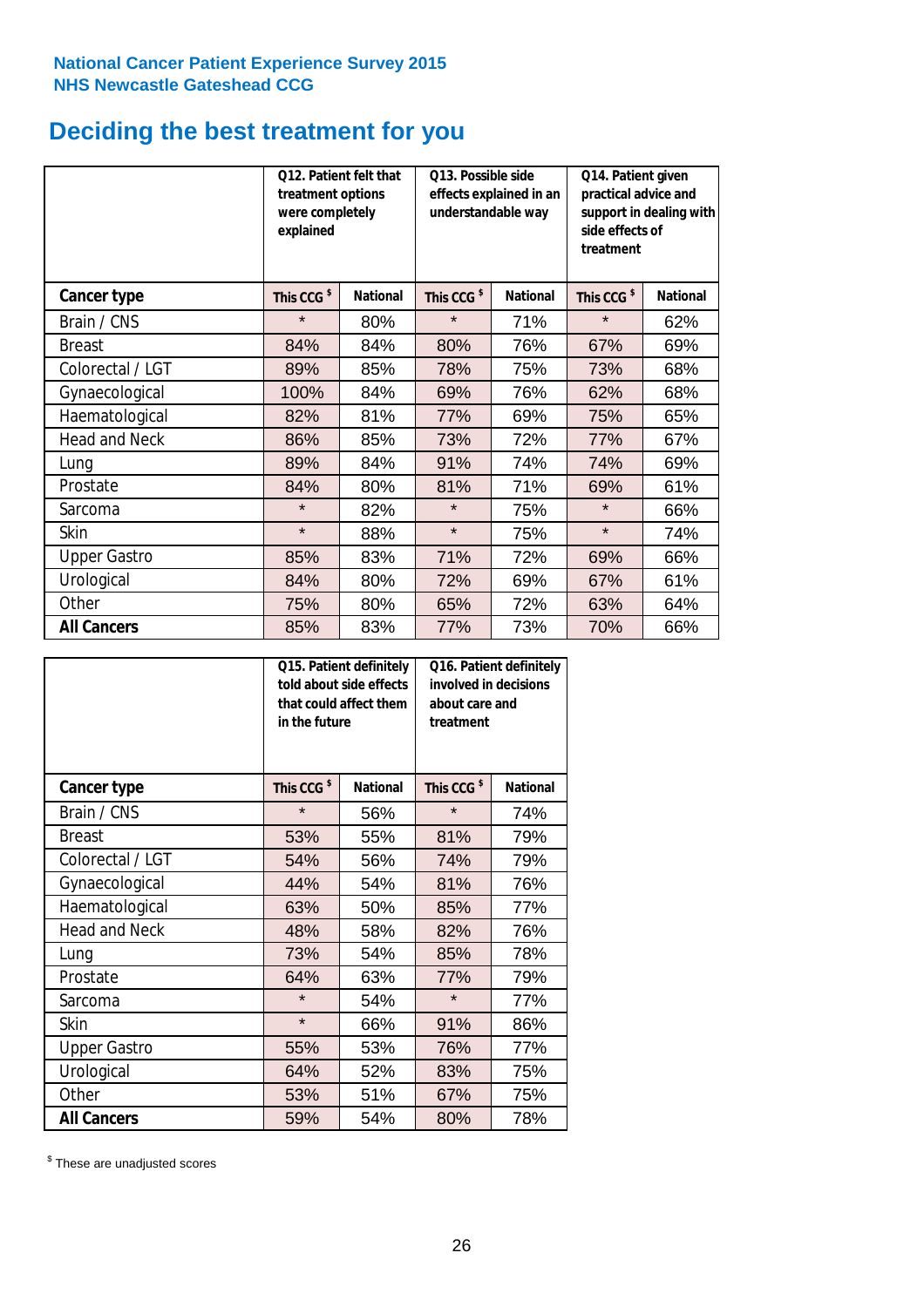**National Cancer Patient Experience Survey 2015**
**NHS Newcastle Gateshead CCG**

# Deciding the best treatment for you

| | Q12. Patient felt that treatment options were completely explained | | Q13. Possible side effects explained in an understandable way | | Q14. Patient given practical advice and support in dealing with side effects of treatment | |
|---|---|---|---|---|---|---|
| **Cancer type** | **This CCG $** | **National** | **This CCG $** | **National** | **This CCG $** | **National** |
| Brain / CNS | * | 80% | * | 71% | * | 62% |
| Breast | 84% | 84% | 80% | 76% | 67% | 69% |
| Colorectal / LGT | 89% | 85% | 78% | 75% | 73% | 68% |
| Gynaecological | 100% | 84% | 69% | 76% | 62% | 68% |
| Haematological | 82% | 81% | 77% | 69% | 75% | 65% |
| Head and Neck | 86% | 85% | 73% | 72% | 77% | 67% |
| Lung | 89% | 84% | 91% | 74% | 74% | 69% |
| Prostate | 84% | 80% | 81% | 71% | 69% | 61% |
| Sarcoma | * | 82% | * | 75% | * | 66% |
| Skin | * | 88% | * | 75% | * | 74% |
| Upper Gastro | 85% | 83% | 71% | 72% | 69% | 66% |
| Urological | 84% | 80% | 72% | 69% | 67% | 61% |
| Other | 75% | 80% | 65% | 72% | 63% | 64% |
| **All Cancers** | 85% | 83% | 77% | 73% | 70% | 66% |

| | Q15. Patient definitely told about side effects that could affect them in the future | | Q16. Patient definitely involved in decisions about care and treatment | |
|---|---|---|---|---|
| **Cancer type** | **This CCG $** | **National** | **This CCG $** | **National** |
| Brain / CNS | * | 56% | * | 74% |
| Breast | 53% | 55% | 81% | 79% |
| Colorectal / LGT | 54% | 56% | 74% | 79% |
| Gynaecological | 44% | 54% | 81% | 76% |
| Haematological | 63% | 50% | 85% | 77% |
| Head and Neck | 48% | 58% | 82% | 76% |
| Lung | 73% | 54% | 85% | 78% |
| Prostate | 64% | 63% | 77% | 79% |
| Sarcoma | * | 54% | * | 77% |
| Skin | * | 66% | 91% | 86% |
| Upper Gastro | 55% | 53% | 76% | 77% |
| Urological | 64% | 52% | 83% | 75% |
| Other | 53% | 51% | 67% | 75% |
| **All Cancers** | 59% | 54% | 80% | 78% |

$ These are unadjusted scores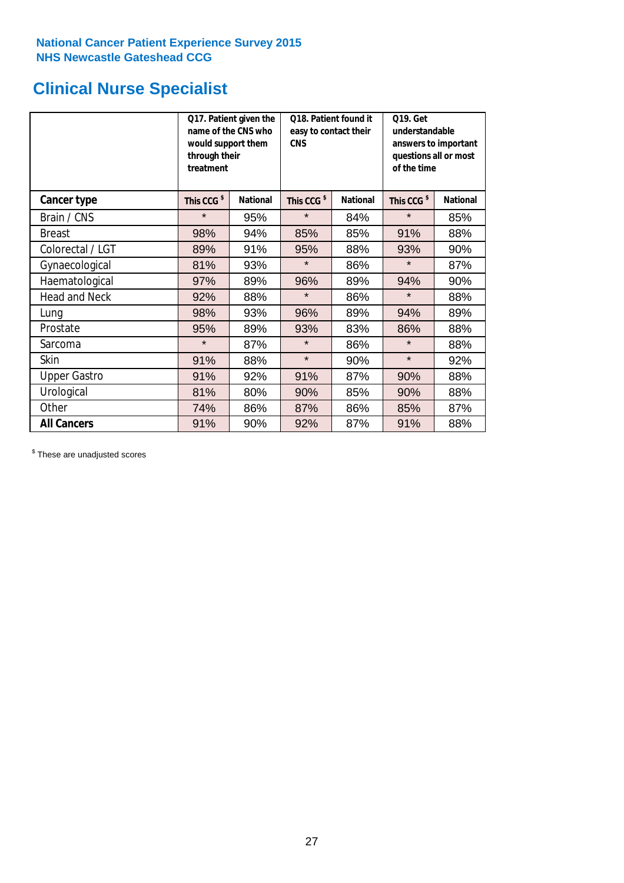**National Cancer Patient Experience Survey 2015**
**NHS Newcastle Gateshead CCG**

# Clinical Nurse Specialist

| | Q17. Patient given the name of the CNS who would support them through their treatment | | Q18. Patient found it easy to contact their CNS | | Q19. Get understandable answers to important questions all or most of the time | |
|---|---|---|---|---|---|---|
| **Cancer type** | **This CCG $** | **National** | **This CCG $** | **National** | **This CCG $** | **National** |
| Brain / CNS | * | 95% | * | 84% | * | 85% |
| Breast | 98% | 94% | 85% | 85% | 91% | 88% |
| Colorectal / LGT | 89% | 91% | 95% | 88% | 93% | 90% |
| Gynaecological | 81% | 93% | * | 86% | * | 87% |
| Haematological | 97% | 89% | 96% | 89% | 94% | 90% |
| Head and Neck | 92% | 88% | * | 86% | * | 88% |
| Lung | 98% | 93% | 96% | 89% | 94% | 89% |
| Prostate | 95% | 89% | 93% | 83% | 86% | 88% |
| Sarcoma | * | 87% | * | 86% | * | 88% |
| Skin | 91% | 88% | * | 90% | * | 92% |
| Upper Gastro | 91% | 92% | 91% | 87% | 90% | 88% |
| Urological | 81% | 80% | 90% | 85% | 90% | 88% |
| Other | 74% | 86% | 87% | 86% | 85% | 87% |
| **All Cancers** | 91% | 90% | 92% | 87% | 91% | 88% |

$ These are unadjusted scores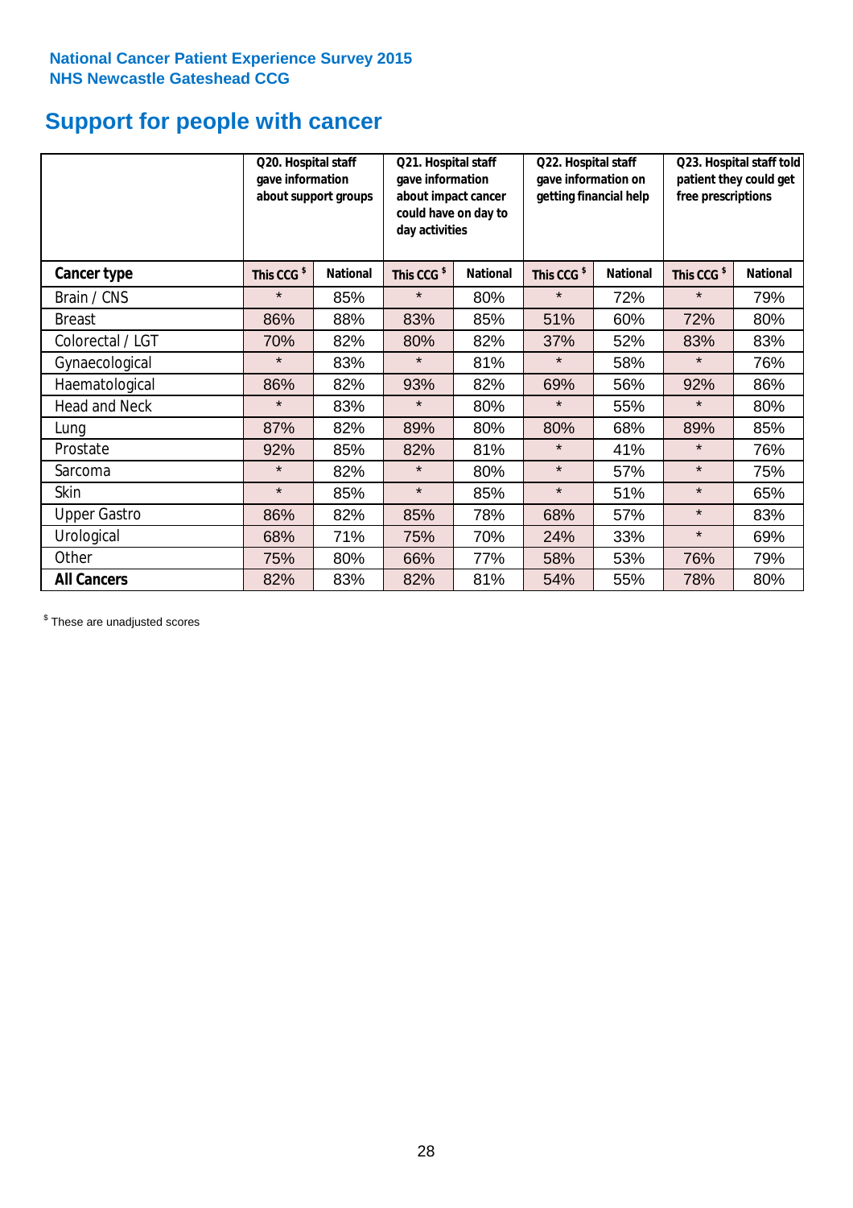National Cancer Patient Experience Survey 2015
NHS Newcastle Gateshead CCG

# Support for people with cancer

| | Q20. Hospital staff gave information about support groups | | Q21. Hospital staff gave information about impact cancer could have on day to day activities | | Q22. Hospital staff gave information on getting financial help | | Q23. Hospital staff told patient they could get free prescriptions | |
|---|---|---|---|---|---|---|---|---|
| **Cancer type** | This CCG $ | National | This CCG $ | National | This CCG $ | National | This CCG $ | National |
| Brain / CNS | * | 85% | * | 80% | * | 72% | * | 79% |
| Breast | 86% | 88% | 83% | 85% | 51% | 60% | 72% | 80% |
| Colorectal / LGT | 70% | 82% | 80% | 82% | 37% | 52% | 83% | 83% |
| Gynaecological | * | 83% | * | 81% | * | 58% | * | 76% |
| Haematological | 86% | 82% | 93% | 82% | 69% | 56% | 92% | 86% |
| Head and Neck | * | 83% | * | 80% | * | 55% | * | 80% |
| Lung | 87% | 82% | 89% | 80% | 80% | 68% | 89% | 85% |
| Prostate | 92% | 85% | 82% | 81% | * | 41% | * | 76% |
| Sarcoma | * | 82% | * | 80% | * | 57% | * | 75% |
| Skin | * | 85% | * | 85% | * | 51% | * | 65% |
| Upper Gastro | 86% | 82% | 85% | 78% | 68% | 57% | * | 83% |
| Urological | 68% | 71% | 75% | 70% | 24% | 33% | * | 69% |
| Other | 75% | 80% | 66% | 77% | 58% | 53% | 76% | 79% |
| **All Cancers** | 82% | 83% | 82% | 81% | 54% | 55% | 78% | 80% |

$ These are unadjusted scores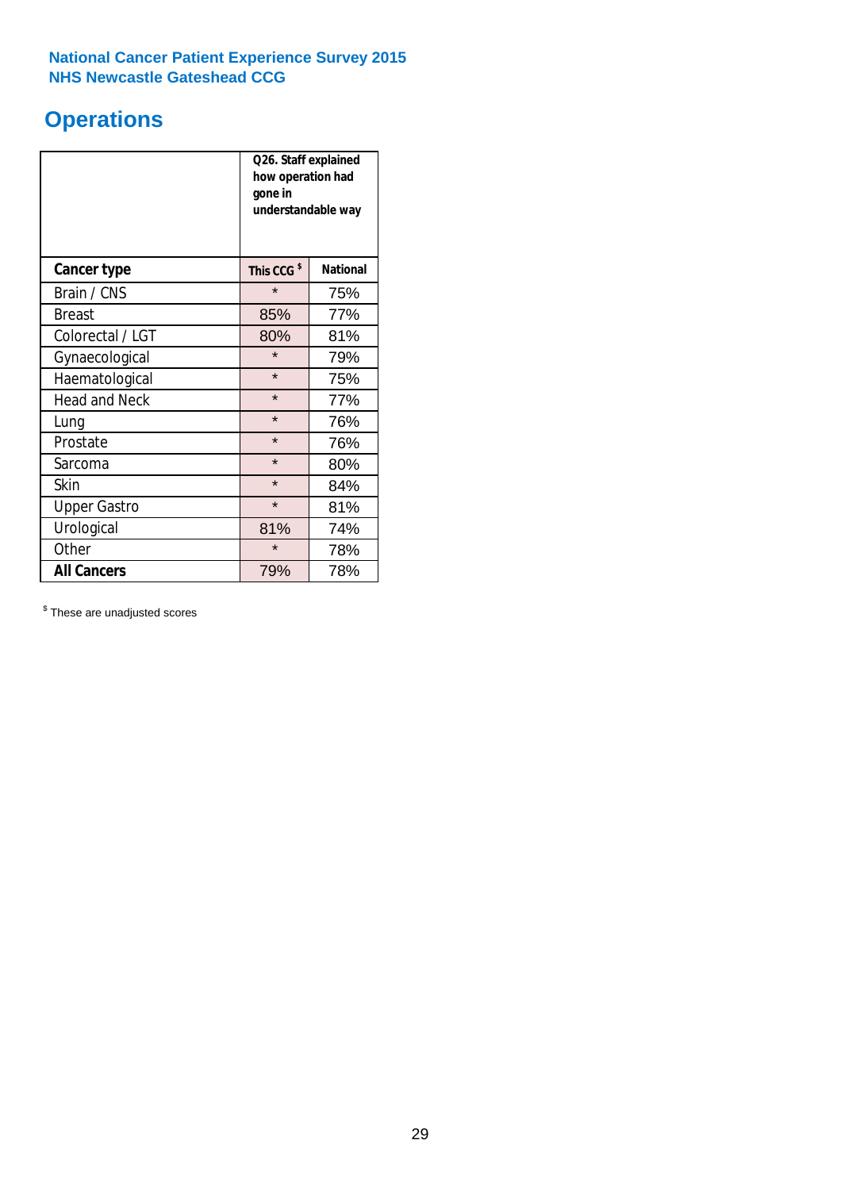National Cancer Patient Experience Survey 2015
NHS Newcastle Gateshead CCG

# Operations

| | Q26. Staff explained how operation had gone in understandable way | |
|---|---|---|
| **Cancer type** | **This CCG $** | **National** |
| Brain / CNS | * | 75% |
| Breast | 85% | 77% |
| Colorectal / LGT | 80% | 81% |
| Gynaecological | * | 79% |
| Haematological | * | 75% |
| Head and Neck | * | 77% |
| Lung | * | 76% |
| Prostate | * | 76% |
| Sarcoma | * | 80% |
| Skin | * | 84% |
| Upper Gastro | * | 81% |
| Urological | 81% | 74% |
| Other | * | 78% |
| **All Cancers** | 79% | 78% |

$ These are unadjusted scores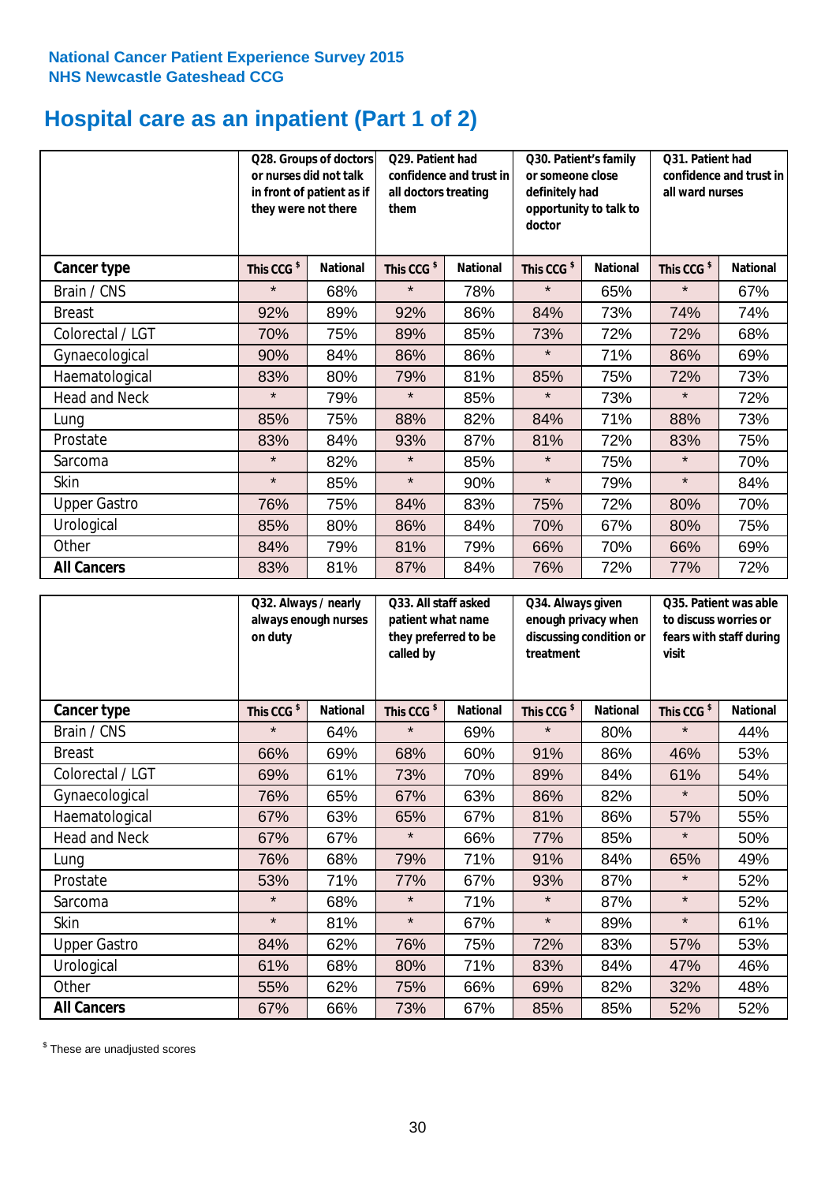National Cancer Patient Experience Survey 2015
NHS Newcastle Gateshead CCG

# Hospital care as an inpatient (Part 1 of 2)

| | Q28. Groups of doctors or nurses did not talk in front of patient as if they were not there | | Q29. Patient had confidence and trust in all doctors treating them | | Q30. Patient's family or someone close definitely had opportunity to talk to doctor | | Q31. Patient had confidence and trust in all ward nurses | |
|---|---|---|---|---|---|---|---|---|
| **Cancer type** | **This CCG $** | **National** | **This CCG $** | **National** | **This CCG $** | **National** | **This CCG $** | **National** |
| Brain / CNS | * | 68% | * | 78% | * | 65% | * | 67% |
| Breast | 92% | 89% | 92% | 86% | 84% | 73% | 74% | 74% |
| Colorectal / LGT | 70% | 75% | 89% | 85% | 73% | 72% | 72% | 68% |
| Gynaecological | 90% | 84% | 86% | 86% | * | 71% | 86% | 69% |
| Haematological | 83% | 80% | 79% | 81% | 85% | 75% | 72% | 73% |
| Head and Neck | * | 79% | * | 85% | * | 73% | * | 72% |
| Lung | 85% | 75% | 88% | 82% | 84% | 71% | 88% | 73% |
| Prostate | 83% | 84% | 93% | 87% | 81% | 72% | 83% | 75% |
| Sarcoma | * | 82% | * | 85% | * | 75% | * | 70% |
| Skin | * | 85% | * | 90% | * | 79% | * | 84% |
| Upper Gastro | 76% | 75% | 84% | 83% | 75% | 72% | 80% | 70% |
| Urological | 85% | 80% | 86% | 84% | 70% | 67% | 80% | 75% |
| Other | 84% | 79% | 81% | 79% | 66% | 70% | 66% | 69% |
| **All Cancers** | 83% | 81% | 87% | 84% | 76% | 72% | 77% | 72% |

| | Q32. Always / nearly always enough nurses on duty | | Q33. All staff asked patient what name they preferred to be called by | | Q34. Always given enough privacy when discussing condition or treatment | | Q35. Patient was able to discuss worries or fears with staff during visit | |
|---|---|---|---|---|---|---|---|---|
| **Cancer type** | **This CCG $** | **National** | **This CCG $** | **National** | **This CCG $** | **National** | **This CCG $** | **National** |
| Brain / CNS | * | 64% | * | 69% | * | 80% | * | 44% |
| Breast | 66% | 69% | 68% | 60% | 91% | 86% | 46% | 53% |
| Colorectal / LGT | 69% | 61% | 73% | 70% | 89% | 84% | 61% | 54% |
| Gynaecological | 76% | 65% | 67% | 63% | 86% | 82% | * | 50% |
| Haematological | 67% | 63% | 65% | 67% | 81% | 86% | 57% | 55% |
| Head and Neck | 67% | 67% | * | 66% | 77% | 85% | * | 50% |
| Lung | 76% | 68% | 79% | 71% | 91% | 84% | 65% | 49% |
| Prostate | 53% | 71% | 77% | 67% | 93% | 87% | * | 52% |
| Sarcoma | * | 68% | * | 71% | * | 87% | * | 52% |
| Skin | * | 81% | * | 67% | * | 89% | * | 61% |
| Upper Gastro | 84% | 62% | 76% | 75% | 72% | 83% | 57% | 53% |
| Urological | 61% | 68% | 80% | 71% | 83% | 84% | 47% | 46% |
| Other | 55% | 62% | 75% | 66% | 69% | 82% | 32% | 48% |
| **All Cancers** | 67% | 66% | 73% | 67% | 85% | 85% | 52% | 52% |

$ These are unadjusted scores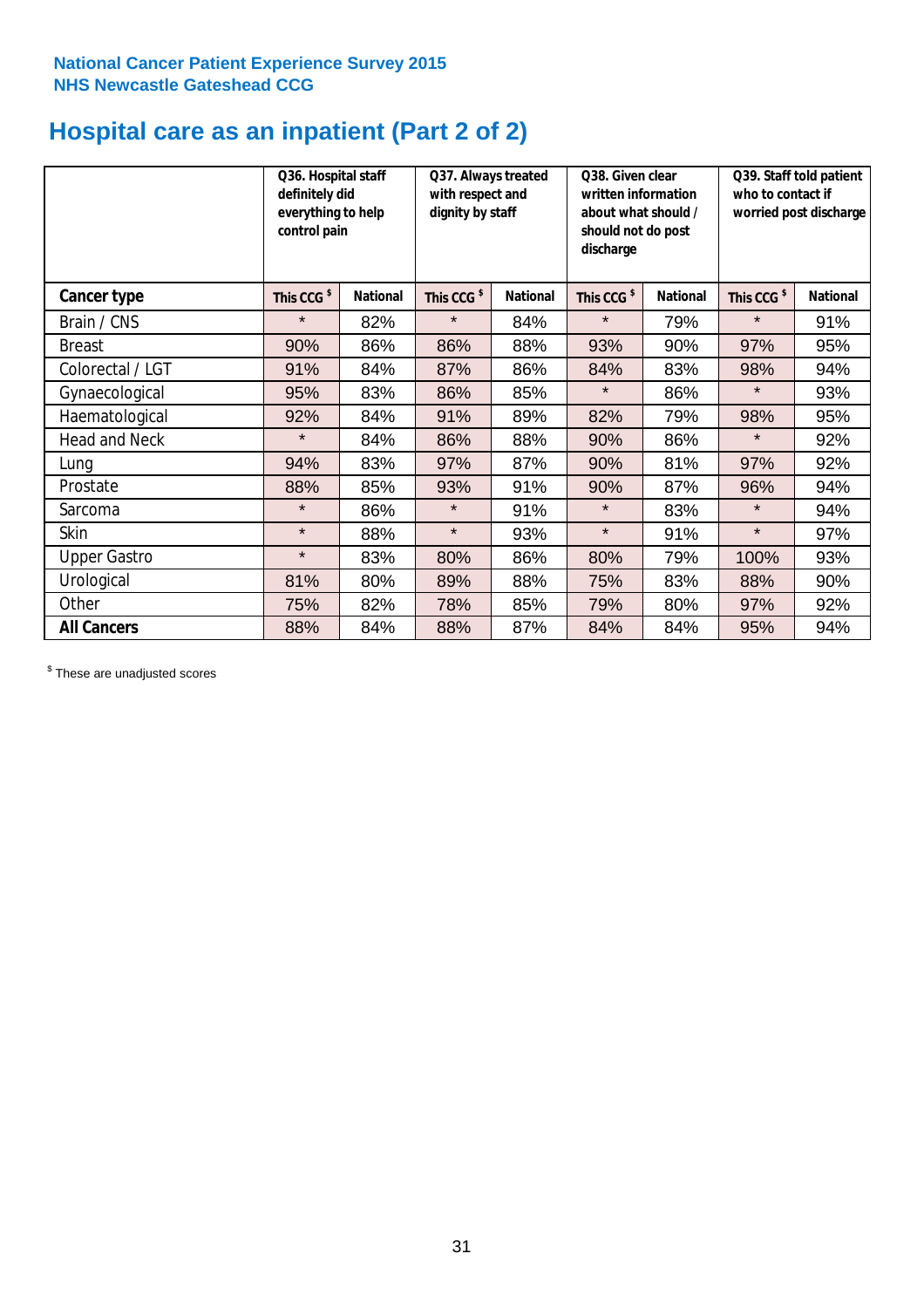**National Cancer Patient Experience Survey 2015**
**NHS Newcastle Gateshead CCG**

# Hospital care as an inpatient (Part 2 of 2)

| | Q36. Hospital staff definitely did everything to help control pain | | Q37. Always treated with respect and dignity by staff | | Q38. Given clear written information about what should / should not do post discharge | | Q39. Staff told patient who to contact if worried post discharge | |
|---|---|---|---|---|---|---|---|---|
| **Cancer type** | **This CCG $** | **National** | **This CCG $** | **National** | **This CCG $** | **National** | **This CCG $** | **National** |
| Brain / CNS | * | 82% | * | 84% | * | 79% | * | 91% |
| Breast | 90% | 86% | 86% | 88% | 93% | 90% | 97% | 95% |
| Colorectal / LGT | 91% | 84% | 87% | 86% | 84% | 83% | 98% | 94% |
| Gynaecological | 95% | 83% | 86% | 85% | * | 86% | * | 93% |
| Haematological | 92% | 84% | 91% | 89% | 82% | 79% | 98% | 95% |
| Head and Neck | * | 84% | 86% | 88% | 90% | 86% | * | 92% |
| Lung | 94% | 83% | 97% | 87% | 90% | 81% | 97% | 92% |
| Prostate | 88% | 85% | 93% | 91% | 90% | 87% | 96% | 94% |
| Sarcoma | * | 86% | * | 91% | * | 83% | * | 94% |
| Skin | * | 88% | * | 93% | * | 91% | * | 97% |
| Upper Gastro | * | 83% | 80% | 86% | 80% | 79% | 100% | 93% |
| Urological | 81% | 80% | 89% | 88% | 75% | 83% | 88% | 90% |
| Other | 75% | 82% | 78% | 85% | 79% | 80% | 97% | 92% |
| **All Cancers** | 88% | 84% | 88% | 87% | 84% | 84% | 95% | 94% |

$ These are unadjusted scores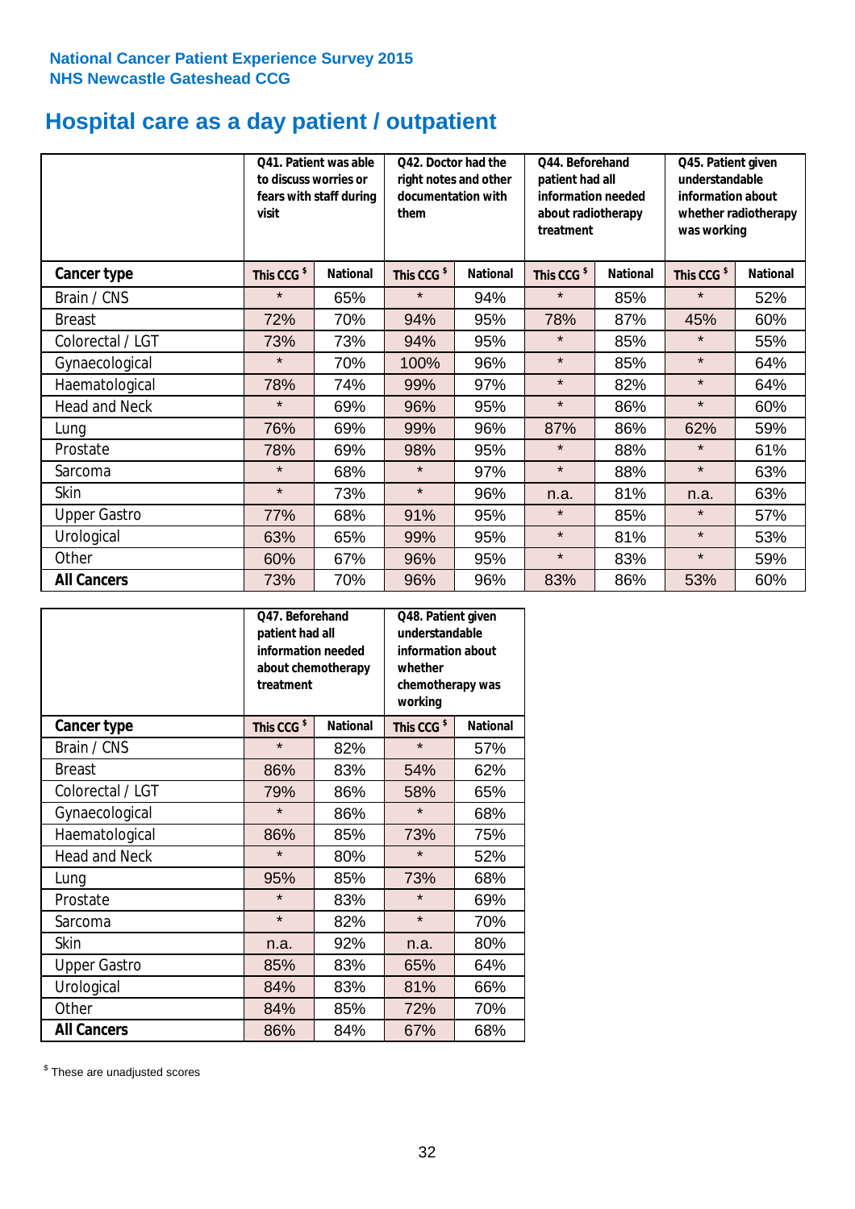**National Cancer Patient Experience Survey 2015**
**NHS Newcastle Gateshead CCG**

# Hospital care as a day patient / outpatient

| | Q41. Patient was able to discuss worries or fears with staff during visit | | Q42. Doctor had the right notes and other documentation with them | | Q44. Beforehand patient had all information needed about radiotherapy treatment | | Q45. Patient given understandable information about whether radiotherapy was working | |
|---|---|---|---|---|---|---|---|---|
| **Cancer type** | This CCG $ | National | This CCG $ | National | This CCG $ | National | This CCG $ | National |
| Brain / CNS | * | 65% | * | 94% | * | 85% | * | 52% |
| Breast | 72% | 70% | 94% | 95% | 78% | 87% | 45% | 60% |
| Colorectal / LGT | 73% | 73% | 94% | 95% | * | 85% | * | 55% |
| Gynaecological | * | 70% | 100% | 96% | * | 85% | * | 64% |
| Haematological | 78% | 74% | 99% | 97% | * | 82% | * | 64% |
| Head and Neck | * | 69% | 96% | 95% | * | 86% | * | 60% |
| Lung | 76% | 69% | 99% | 96% | 87% | 86% | 62% | 59% |
| Prostate | 78% | 69% | 98% | 95% | * | 88% | * | 61% |
| Sarcoma | * | 68% | * | 97% | * | 88% | * | 63% |
| Skin | * | 73% | * | 96% | n.a. | 81% | n.a. | 63% |
| Upper Gastro | 77% | 68% | 91% | 95% | * | 85% | * | 57% |
| Urological | 63% | 65% | 99% | 95% | * | 81% | * | 53% |
| Other | 60% | 67% | 96% | 95% | * | 83% | * | 59% |
| **All Cancers** | 73% | 70% | 96% | 96% | 83% | 86% | 53% | 60% |

| | Q47. Beforehand patient had all information needed about chemotherapy treatment | | Q48. Patient given understandable information about whether chemotherapy was working | |
|---|---|---|---|---|
| **Cancer type** | This CCG $ | National | This CCG $ | National |
| Brain / CNS | * | 82% | * | 57% |
| Breast | 86% | 83% | 54% | 62% |
| Colorectal / LGT | 79% | 86% | 58% | 65% |
| Gynaecological | * | 86% | * | 68% |
| Haematological | 86% | 85% | 73% | 75% |
| Head and Neck | * | 80% | * | 52% |
| Lung | 95% | 85% | 73% | 68% |
| Prostate | * | 83% | * | 69% |
| Sarcoma | * | 82% | * | 70% |
| Skin | n.a. | 92% | n.a. | 80% |
| Upper Gastro | 85% | 83% | 65% | 64% |
| Urological | 84% | 83% | 81% | 66% |
| Other | 84% | 85% | 72% | 70% |
| **All Cancers** | 86% | 84% | 67% | 68% |

$ These are unadjusted scores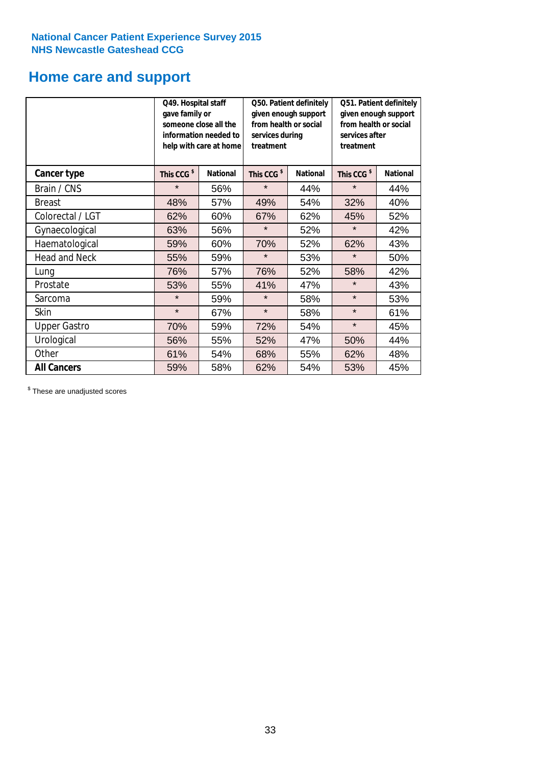National Cancer Patient Experience Survey 2015
NHS Newcastle Gateshead CCG

# Home care and support

| | Q49. Hospital staff gave family or someone close all the information needed to help with care at home | | Q50. Patient definitely given enough support from health or social services during treatment | | Q51. Patient definitely given enough support from health or social services after treatment | |
|---|---|---|---|---|---|---|
| **Cancer type** | **This CCG $** | **National** | **This CCG $** | **National** | **This CCG $** | **National** |
| Brain / CNS | * | 56% | * | 44% | * | 44% |
| Breast | 48% | 57% | 49% | 54% | 32% | 40% |
| Colorectal / LGT | 62% | 60% | 67% | 62% | 45% | 52% |
| Gynaecological | 63% | 56% | * | 52% | * | 42% |
| Haematological | 59% | 60% | 70% | 52% | 62% | 43% |
| Head and Neck | 55% | 59% | * | 53% | * | 50% |
| Lung | 76% | 57% | 76% | 52% | 58% | 42% |
| Prostate | 53% | 55% | 41% | 47% | * | 43% |
| Sarcoma | * | 59% | * | 58% | * | 53% |
| Skin | * | 67% | * | 58% | * | 61% |
| Upper Gastro | 70% | 59% | 72% | 54% | * | 45% |
| Urological | 56% | 55% | 52% | 47% | 50% | 44% |
| Other | 61% | 54% | 68% | 55% | 62% | 48% |
| **All Cancers** | 59% | 58% | 62% | 54% | 53% | 45% |

$ These are unadjusted scores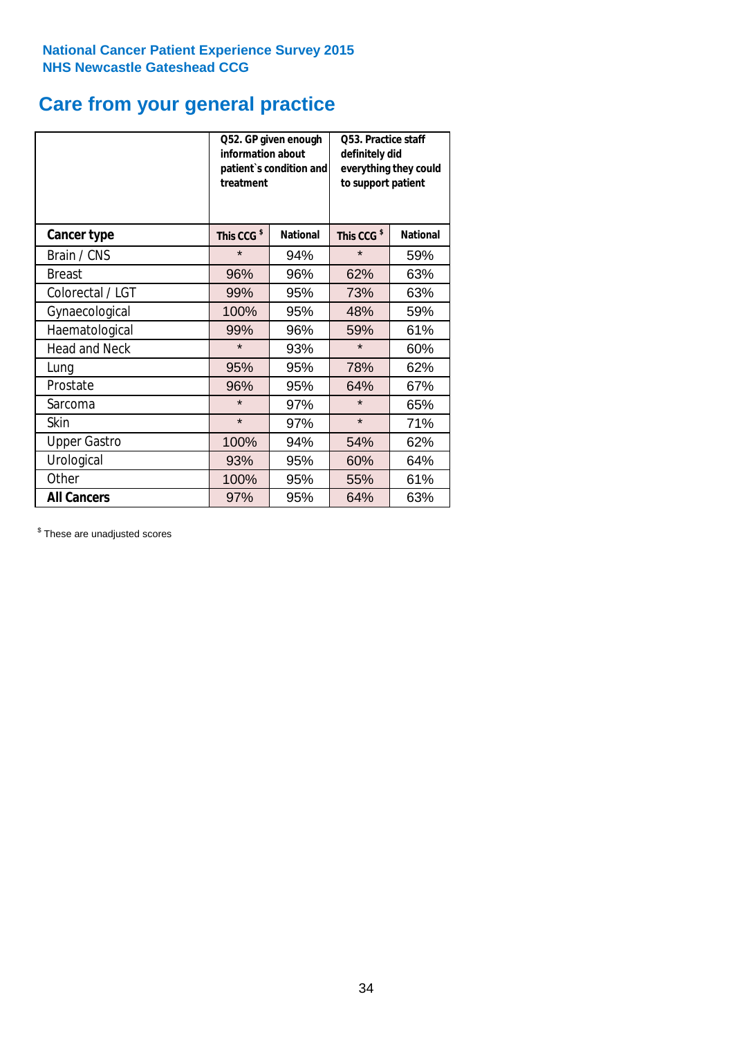**National Cancer Patient Experience Survey 2015**
**NHS Newcastle Gateshead CCG**

# Care from your general practice

| | Q52. GP given enough information about patient`s condition and treatment | | Q53. Practice staff definitely did everything they could to support patient | |
|---|---|---|---|---|
| **Cancer type** | **This CCG $** | **National** | **This CCG $** | **National** |
| Brain / CNS | * | 94% | * | 59% |
| Breast | 96% | 96% | 62% | 63% |
| Colorectal / LGT | 99% | 95% | 73% | 63% |
| Gynaecological | 100% | 95% | 48% | 59% |
| Haematological | 99% | 96% | 59% | 61% |
| Head and Neck | * | 93% | * | 60% |
| Lung | 95% | 95% | 78% | 62% |
| Prostate | 96% | 95% | 64% | 67% |
| Sarcoma | * | 97% | * | 65% |
| Skin | * | 97% | * | 71% |
| Upper Gastro | 100% | 94% | 54% | 62% |
| Urological | 93% | 95% | 60% | 64% |
| Other | 100% | 95% | 55% | 61% |
| **All Cancers** | 97% | 95% | 64% | 63% |

$ These are unadjusted scores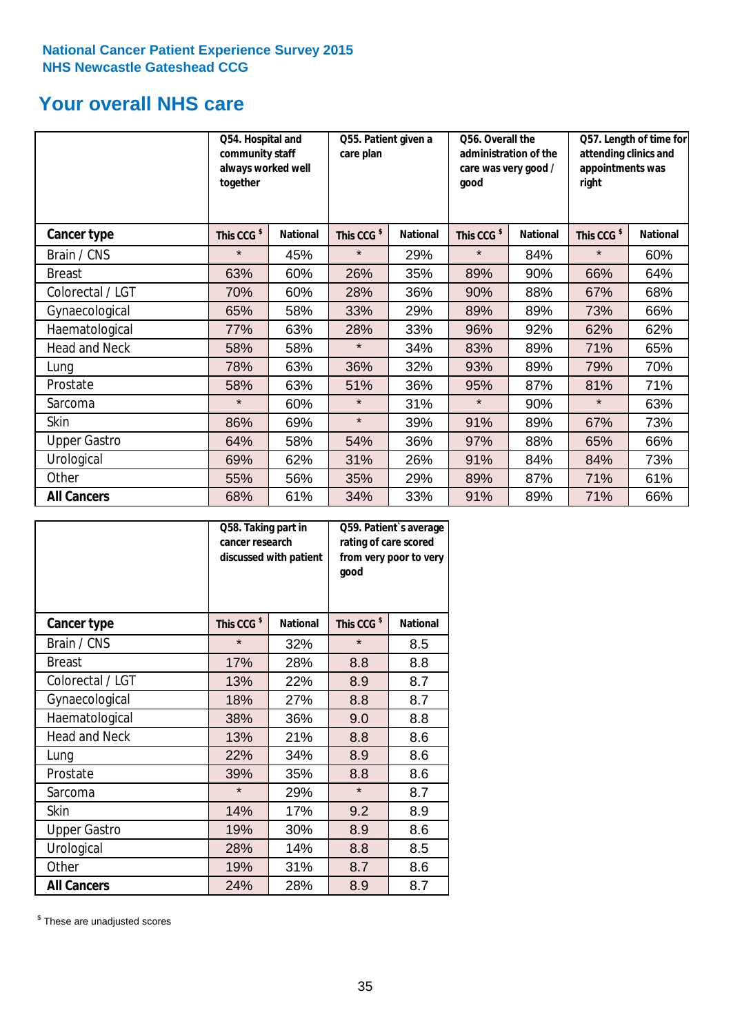National Cancer Patient Experience Survey 2015
NHS Newcastle Gateshead CCG

## Your overall NHS care

| | Q54. Hospital and community staff always worked well together | | Q55. Patient given a care plan | | Q56. Overall the administration of the care was very good / good | | Q57. Length of time for attending clinics and appointments was right | |
|---|---|---|---|---|---|---|---|---|
| **Cancer type** | This CCG $ | National | This CCG $ | National | This CCG $ | National | This CCG $ | National |
| Brain / CNS | * | 45% | * | 29% | * | 84% | * | 60% |
| Breast | 63% | 60% | 26% | 35% | 89% | 90% | 66% | 64% |
| Colorectal / LGT | 70% | 60% | 28% | 36% | 90% | 88% | 67% | 68% |
| Gynaecological | 65% | 58% | 33% | 29% | 89% | 89% | 73% | 66% |
| Haematological | 77% | 63% | 28% | 33% | 96% | 92% | 62% | 62% |
| Head and Neck | 58% | 58% | * | 34% | 83% | 89% | 71% | 65% |
| Lung | 78% | 63% | 36% | 32% | 93% | 89% | 79% | 70% |
| Prostate | 58% | 63% | 51% | 36% | 95% | 87% | 81% | 71% |
| Sarcoma | * | 60% | * | 31% | * | 90% | * | 63% |
| Skin | 86% | 69% | * | 39% | 91% | 89% | 67% | 73% |
| Upper Gastro | 64% | 58% | 54% | 36% | 97% | 88% | 65% | 66% |
| Urological | 69% | 62% | 31% | 26% | 91% | 84% | 84% | 73% |
| Other | 55% | 56% | 35% | 29% | 89% | 87% | 71% | 61% |
| **All Cancers** | 68% | 61% | 34% | 33% | 91% | 89% | 71% | 66% |

| | Q58. Taking part in cancer research discussed with patient | | Q59. Patient`s average rating of care scored from very poor to very good | |
|---|---|---|---|---|
| **Cancer type** | This CCG $ | National | This CCG $ | National |
| Brain / CNS | * | 32% | * | 8.5 |
| Breast | 17% | 28% | 8.8 | 8.8 |
| Colorectal / LGT | 13% | 22% | 8.9 | 8.7 |
| Gynaecological | 18% | 27% | 8.8 | 8.7 |
| Haematological | 38% | 36% | 9.0 | 8.8 |
| Head and Neck | 13% | 21% | 8.8 | 8.6 |
| Lung | 22% | 34% | 8.9 | 8.6 |
| Prostate | 39% | 35% | 8.8 | 8.6 |
| Sarcoma | * | 29% | * | 8.7 |
| Skin | 14% | 17% | 9.2 | 8.9 |
| Upper Gastro | 19% | 30% | 8.9 | 8.6 |
| Urological | 28% | 14% | 8.8 | 8.5 |
| Other | 19% | 31% | 8.7 | 8.6 |
| **All Cancers** | 24% | 28% | 8.9 | 8.7 |

$ These are unadjusted scores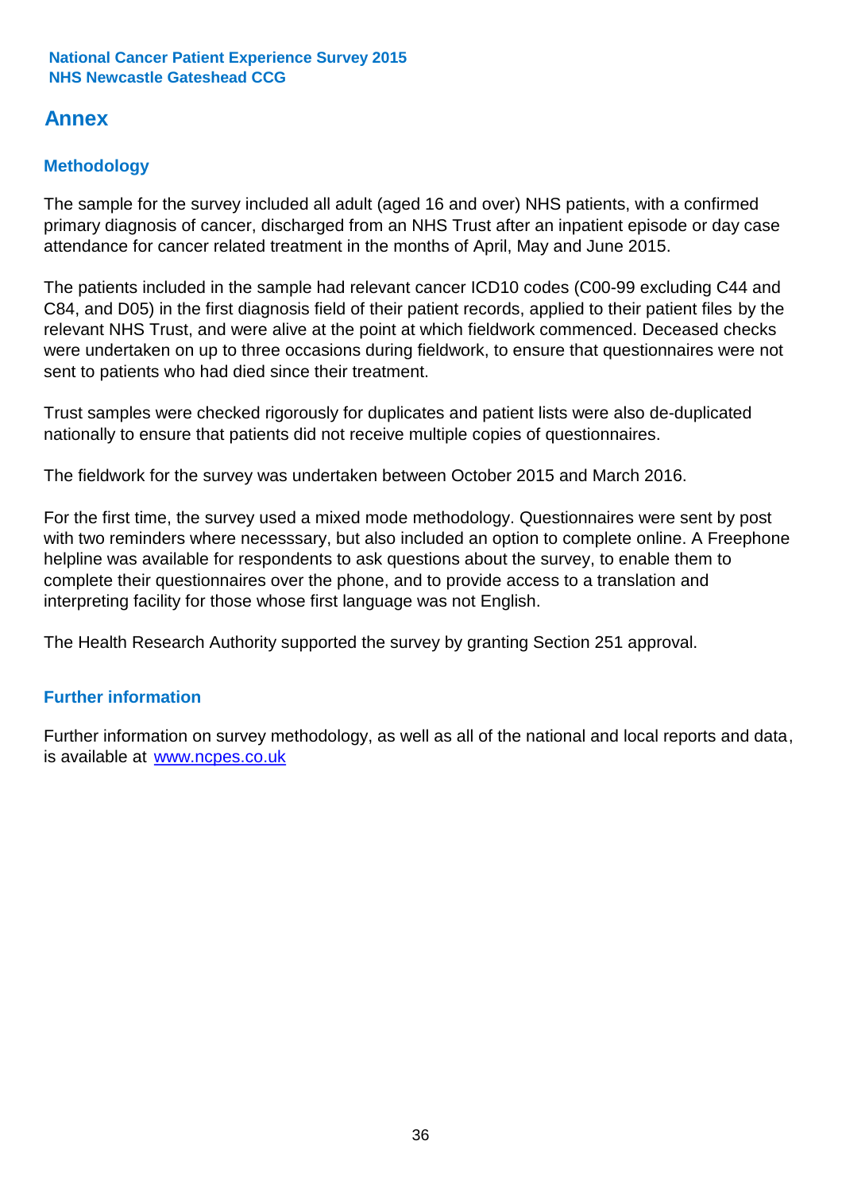# Annex

## Methodology

The sample for the survey included all adult (aged 16 and over) NHS patients, with a confirmed primary diagnosis of cancer, discharged from an NHS Trust after an inpatient episode or day case attendance for cancer related treatment in the months of April, May and June 2015.

The patients included in the sample had relevant cancer ICD10 codes (C00-99 excluding C44 and C84, and D05) in the first diagnosis field of their patient records, applied to their patient files by the relevant NHS Trust, and were alive at the point at which fieldwork commenced. Deceased checks were undertaken on up to three occasions during fieldwork, to ensure that questionnaires were not sent to patients who had died since their treatment.

Trust samples were checked rigorously for duplicates and patient lists were also de-duplicated nationally to ensure that patients did not receive multiple copies of questionnaires.

The fieldwork for the survey was undertaken between October 2015 and March 2016.

For the first time, the survey used a mixed mode methodology. Questionnaires were sent by post with two reminders where necesssary, but also included an option to complete online. A Freephone helpline was available for respondents to ask questions about the survey, to enable them to complete their questionnaires over the phone, and to provide access to a translation and interpreting facility for those whose first language was not English.

The Health Research Authority supported the survey by granting Section 251 approval.

## Further information

Further information on survey methodology, as well as all of the national and local reports and data, is available at [www.ncpes.co.uk](http://www.ncpes.co.uk)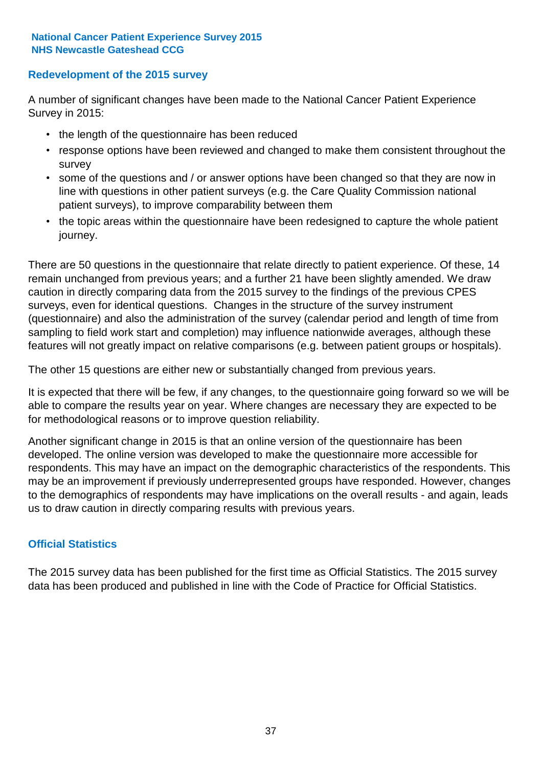## Redevelopment of the 2015 survey

A number of significant changes have been made to the National Cancer Patient Experience Survey in 2015:

- the length of the questionnaire has been reduced
- response options have been reviewed and changed to make them consistent throughout the survey
- some of the questions and / or answer options have been changed so that they are now in line with questions in other patient surveys (e.g. the Care Quality Commission national patient surveys), to improve comparability between them
- the topic areas within the questionnaire have been redesigned to capture the whole patient journey.

There are 50 questions in the questionnaire that relate directly to patient experience. Of these, 14 remain unchanged from previous years; and a further 21 have been slightly amended. We draw caution in directly comparing data from the 2015 survey to the findings of the previous CPES surveys, even for identical questions. Changes in the structure of the survey instrument (questionnaire) and also the administration of the survey (calendar period and length of time from sampling to field work start and completion) may influence nationwide averages, although these features will not greatly impact on relative comparisons (e.g. between patient groups or hospitals).

The other 15 questions are either new or substantially changed from previous years.

It is expected that there will be few, if any changes, to the questionnaire going forward so we will be able to compare the results year on year. Where changes are necessary they are expected to be for methodological reasons or to improve question reliability.

Another significant change in 2015 is that an online version of the questionnaire has been developed. The online version was developed to make the questionnaire more accessible for respondents. This may have an impact on the demographic characteristics of the respondents. This may be an improvement if previously underrepresented groups have responded. However, changes to the demographics of respondents may have implications on the overall results - and again, leads us to draw caution in directly comparing results with previous years.

## Official Statistics

The 2015 survey data has been published for the first time as Official Statistics. The 2015 survey data has been produced and published in line with the Code of Practice for Official Statistics.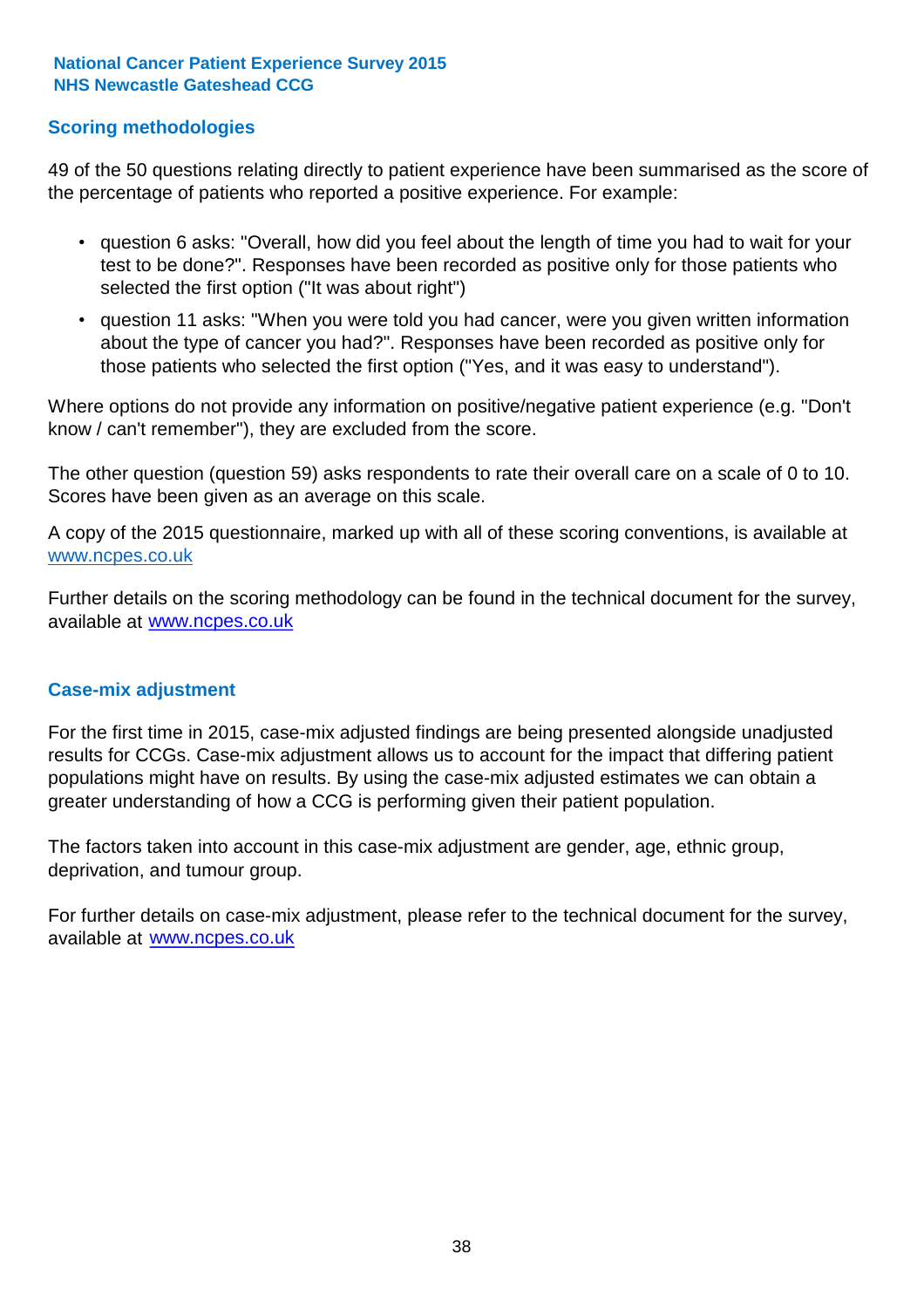**National Cancer Patient Experience Survey 2015**
**NHS Newcastle Gateshead CCG**

## Scoring methodologies

49 of the 50 questions relating directly to patient experience have been summarised as the score of the percentage of patients who reported a positive experience. For example:

- question 6 asks: "Overall, how did you feel about the length of time you had to wait for your test to be done?". Responses have been recorded as positive only for those patients who selected the first option ("It was about right")
- question 11 asks: "When you were told you had cancer, were you given written information about the type of cancer you had?". Responses have been recorded as positive only for those patients who selected the first option ("Yes, and it was easy to understand").

Where options do not provide any information on positive/negative patient experience (e.g. "Don't know / can't remember"), they are excluded from the score.

The other question (question 59) asks respondents to rate their overall care on a scale of 0 to 10. Scores have been given as an average on this scale.

A copy of the 2015 questionnaire, marked up with all of these scoring conventions, is available at www.ncpes.co.uk

Further details on the scoring methodology can be found in the technical document for the survey, available at www.ncpes.co.uk

## Case-mix adjustment

For the first time in 2015, case-mix adjusted findings are being presented alongside unadjusted results for CCGs. Case-mix adjustment allows us to account for the impact that differing patient populations might have on results. By using the case-mix adjusted estimates we can obtain a greater understanding of how a CCG is performing given their patient population.

The factors taken into account in this case-mix adjustment are gender, age, ethnic group, deprivation, and tumour group.

For further details on case-mix adjustment, please refer to the technical document for the survey, available at www.ncpes.co.uk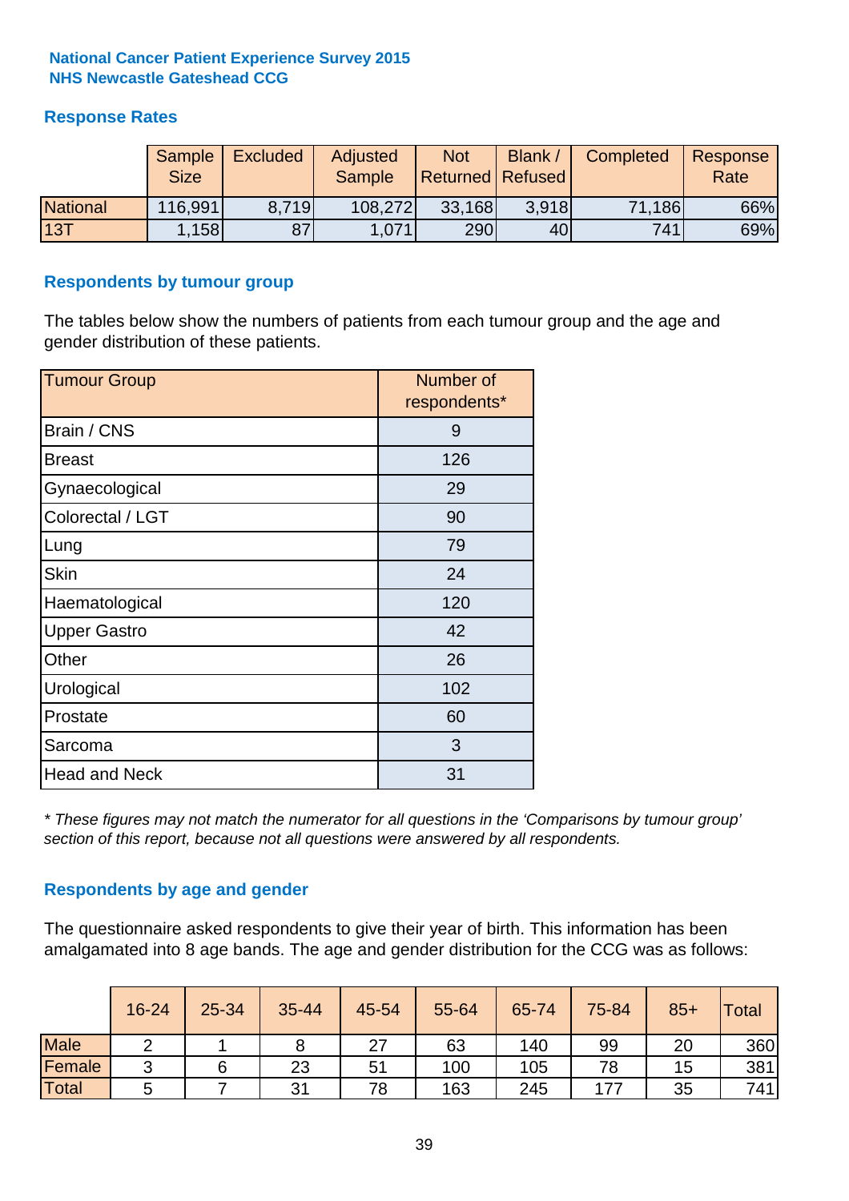**National Cancer Patient Experience Survey 2015**
**NHS Newcastle Gateshead CCG**

## Response Rates

| | Sample Size | Excluded | Adjusted Sample | Not Returned | Blank / Refused | Completed | Response Rate |
|---|---|---|---|---|---|---|---|
| National | 116,991 | 8,719 | 108,272 | 33,168 | 3,918 | 71,186 | 66% |
| 13T | 1,158 | 87 | 1,071 | 290 | 40 | 741 | 69% |

## Respondents by tumour group

The tables below show the numbers of patients from each tumour group and the age and gender distribution of these patients.

| Tumour Group | Number of respondents* |
|---|---|
| Brain / CNS | 9 |
| Breast | 126 |
| Gynaecological | 29 |
| Colorectal / LGT | 90 |
| Lung | 79 |
| Skin | 24 |
| Haematological | 120 |
| Upper Gastro | 42 |
| Other | 26 |
| Urological | 102 |
| Prostate | 60 |
| Sarcoma | 3 |
| Head and Neck | 31 |

*\* These figures may not match the numerator for all questions in the 'Comparisons by tumour group' section of this report, because not all questions were answered by all respondents.*

## Respondents by age and gender

The questionnaire asked respondents to give their year of birth. This information has been amalgamated into 8 age bands. The age and gender distribution for the CCG was as follows:

| | 16-24 | 25-34 | 35-44 | 45-54 | 55-64 | 65-74 | 75-84 | 85+ | Total |
|---|---|---|---|---|---|---|---|---|---|
| Male | 2 | 1 | 8 | 27 | 63 | 140 | 99 | 20 | 360 |
| Female | 3 | 6 | 23 | 51 | 100 | 105 | 78 | 15 | 381 |
| Total | 5 | 7 | 31 | 78 | 163 | 245 | 177 | 35 | 741 |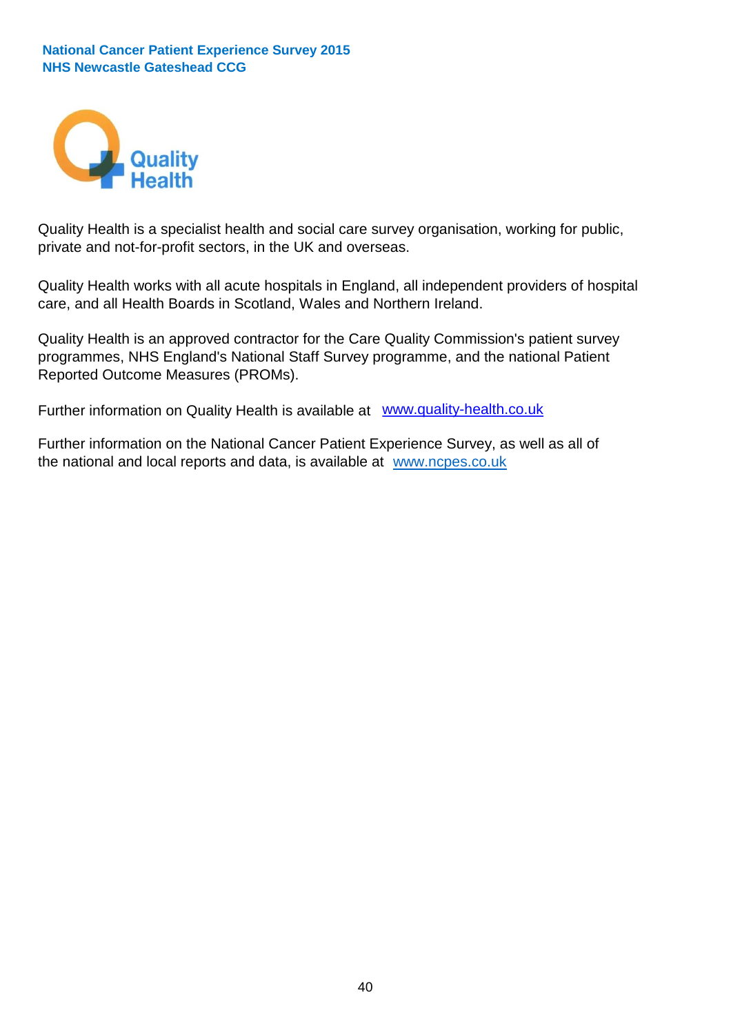Quality Health is a specialist health and social care survey organisation, working for public, private and not-for-profit sectors, in the UK and overseas.

Quality Health works with all acute hospitals in England, all independent providers of hospital care, and all Health Boards in Scotland, Wales and Northern Ireland.

Quality Health is an approved contractor for the Care Quality Commission's patient survey programmes, NHS England's National Staff Survey programme, and the national Patient Reported Outcome Measures (PROMs).

Further information on Quality Health is available at [www.quality-health.co.uk](http://www.quality-health.co.uk)

Further information on the National Cancer Patient Experience Survey, as well as all of the national and local reports and data, is available at [www.ncpes.co.uk](http://www.ncpes.co.uk)